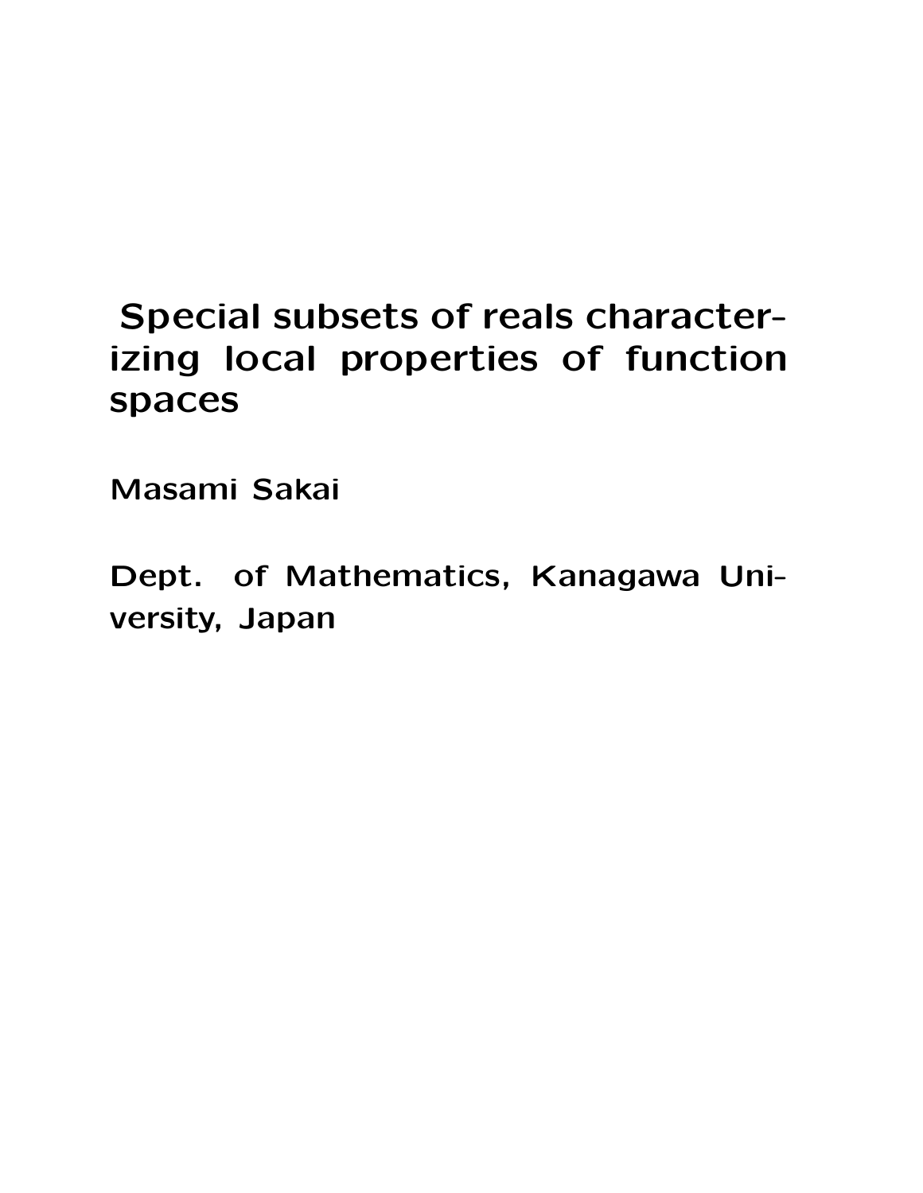# Special subsets of reals characterizing local properties of function spaces

**Masami Sakai**

**Dept. of Mathematics, Kanagawa University, Japan**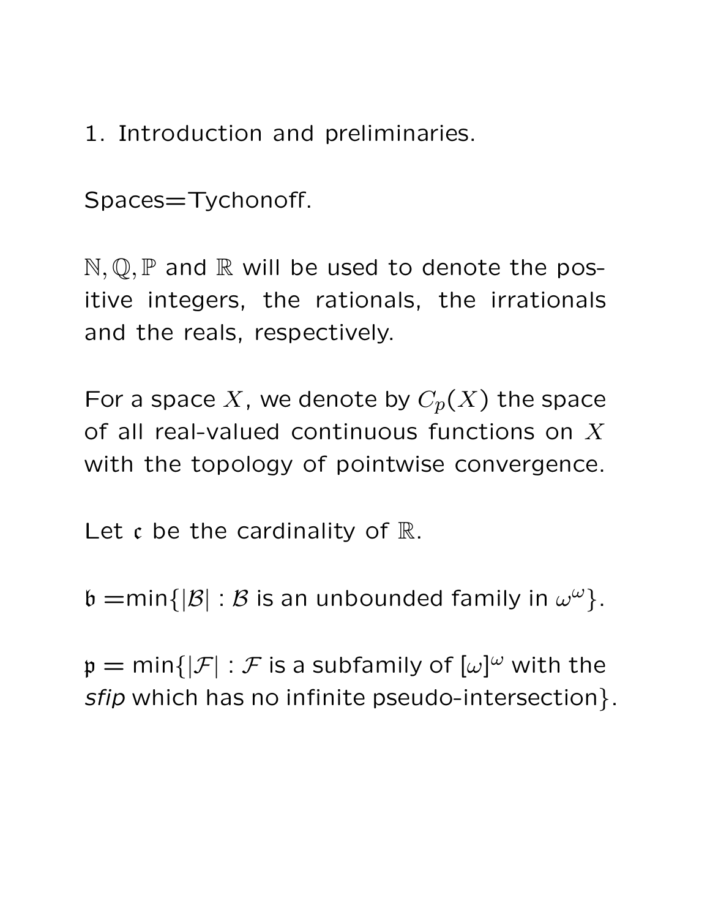# 1. Introduction and preliminaries.

Spaces=Tychonoff.

$\mathbb{N}, \mathbb{Q}, \mathbb{P}$ and $\mathbb{R}$ will be used to denote the positive integers, the rationals, the irrationals and the reals, respectively.

For a space $X$, we denote by $C_p(X)$ the space of all real-valued continuous functions on $X$ with the topology of pointwise convergence.

Let $\mathfrak{c}$ be the cardinality of $\mathbb{R}$.

$\mathfrak{b}$ =min$\{|\mathcal{B}| : \mathcal{B}$ is an unbounded family in $\omega^\omega\}$.

$\mathfrak{p}$ = min$\{|\mathcal{F}| : \mathcal{F}$ is a subfamily of $[\omega]^\omega$ with the *sfip* which has no infinite pseudo-intersection$\}$.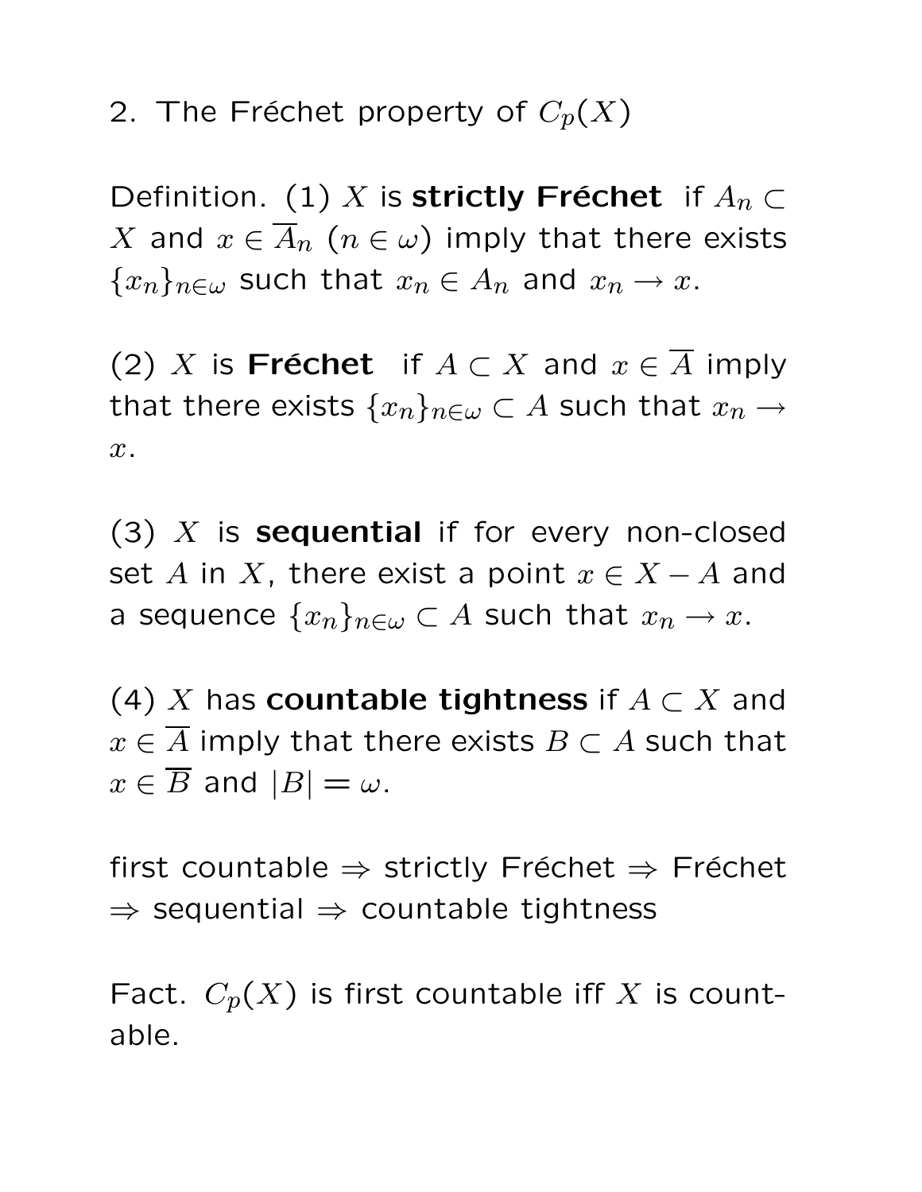## 2. The Fréchet property of $C_p(X)$

Definition. (1) $X$ is **strictly Fréchet** if $A_n \subset X$ and $x \in \overline{A}_n$ ($n \in \omega$) imply that there exists $\{x_n\}_{n\in\omega}$ such that $x_n \in A_n$ and $x_n \to x$.

(2) $X$ is **Fréchet** if $A \subset X$ and $x \in \overline{A}$ imply that there exists $\{x_n\}_{n\in\omega} \subset A$ such that $x_n \to x$.

(3) $X$ is **sequential** if for every non-closed set $A$ in $X$, there exist a point $x \in X - A$ and a sequence $\{x_n\}_{n\in\omega} \subset A$ such that $x_n \to x$.

(4) $X$ has **countable tightness** if $A \subset X$ and $x \in \overline{A}$ imply that there exists $B \subset A$ such that $x \in \overline{B}$ and $|B| = \omega$.

first countable $\Rightarrow$ strictly Fréchet $\Rightarrow$ Fréchet $\Rightarrow$ sequential $\Rightarrow$ countable tightness

Fact. $C_p(X)$ is first countable iff $X$ is countable.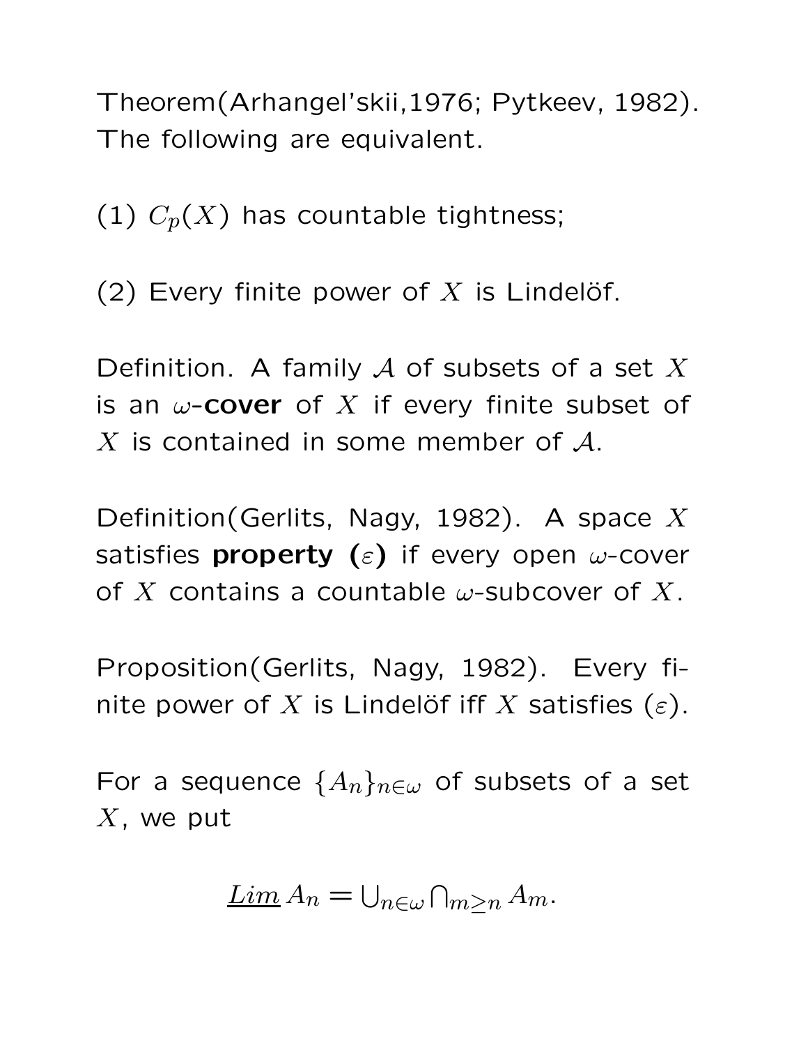Theorem(Arhangel'skii,1976; Pytkeev, 1982). The following are equivalent.

(1) $C_p(X)$ has countable tightness;

(2) Every finite power of $X$ is Lindelöf.

Definition. A family $\mathcal{A}$ of subsets of a set $X$ is an $\omega$-**cover** of $X$ if every finite subset of $X$ is contained in some member of $\mathcal{A}$.

Definition(Gerlits, Nagy, 1982). A space $X$ satisfies **property ($\varepsilon$)** if every open $\omega$-cover of $X$ contains a countable $\omega$-subcover of $X$.

Proposition(Gerlits, Nagy, 1982). Every finite power of $X$ is Lindelöf iff $X$ satisfies ($\varepsilon$).

For a sequence $\{A_n\}_{n\in\omega}$ of subsets of a set $X$, we put

$$\underline{Lim}\, A_n = \bigcup_{n\in\omega} \bigcap_{m\geq n} A_m.$$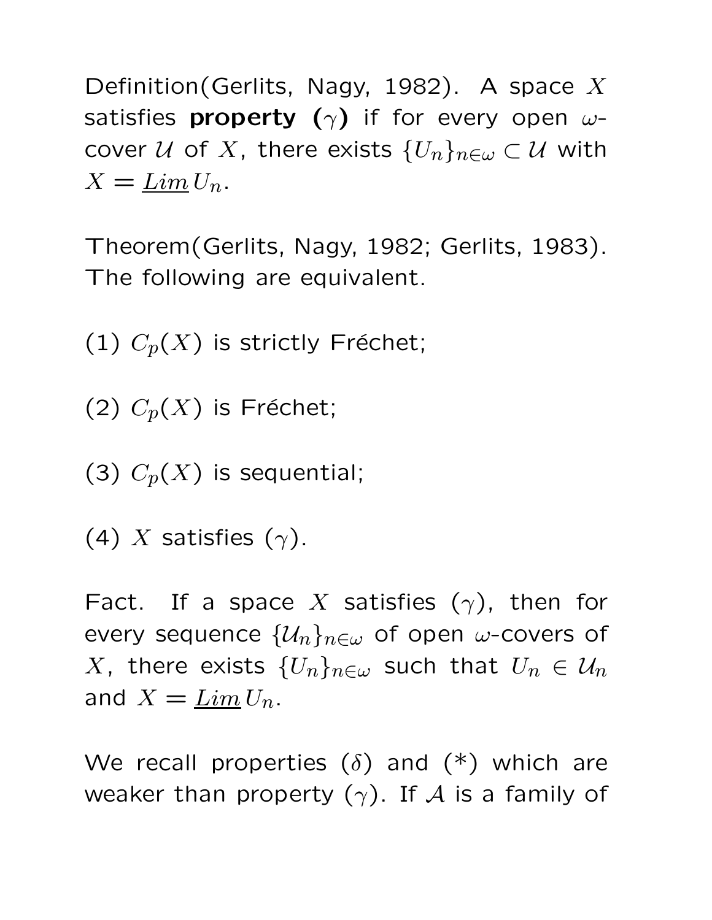Definition(Gerlits, Nagy, 1982). A space $X$ satisfies **property ($\gamma$)** if for every open $\omega$-cover $\mathcal{U}$ of $X$, there exists $\{U_n\}_{n\in\omega} \subset \mathcal{U}$ with $X = \underline{Lim}\, U_n$.

Theorem(Gerlits, Nagy, 1982; Gerlits, 1983). The following are equivalent.

(1) $C_p(X)$ is strictly Fréchet;

(2) $C_p(X)$ is Fréchet;

(3) $C_p(X)$ is sequential;

(4) $X$ satisfies ($\gamma$).

Fact. If a space $X$ satisfies ($\gamma$), then for every sequence $\{\mathcal{U}_n\}_{n\in\omega}$ of open $\omega$-covers of $X$, there exists $\{U_n\}_{n\in\omega}$ such that $U_n \in \mathcal{U}_n$ and $X = \underline{Lim}\, U_n$.

We recall properties ($\delta$) and (*) which are weaker than property ($\gamma$). If $\mathcal{A}$ is a family of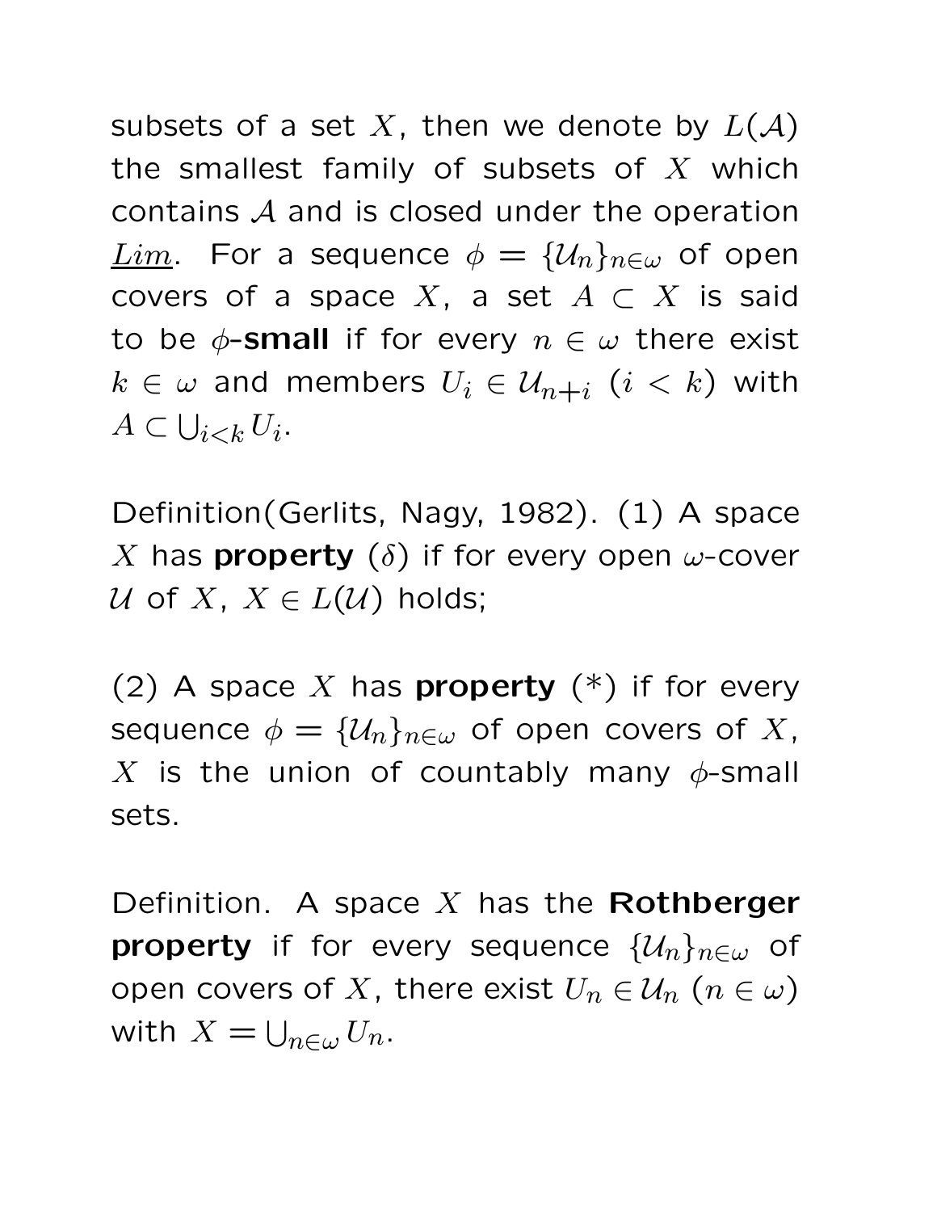subsets of a set $X$, then we denote by $L(\mathcal{A})$ the smallest family of subsets of $X$ which contains $\mathcal{A}$ and is closed under the operation $\underline{Lim}$. For a sequence $\phi = \{\mathcal{U}_n\}_{n\in\omega}$ of open covers of a space $X$, a set $A \subset X$ is said to be $\phi$-**small** if for every $n \in \omega$ there exist $k \in \omega$ and members $U_i \in \mathcal{U}_{n+i}$ $(i < k)$ with $A \subset \bigcup_{i<k} U_i$.

Definition(Gerlits, Nagy, 1982). (1) A space $X$ has **property** $(\delta)$ if for every open $\omega$-cover $\mathcal{U}$ of $X$, $X \in L(\mathcal{U})$ holds;

(2) A space $X$ has **property** $(*)$ if for every sequence $\phi = \{\mathcal{U}_n\}_{n\in\omega}$ of open covers of $X$, $X$ is the union of countably many $\phi$-small sets.

Definition. A space $X$ has the **Rothberger property** if for every sequence $\{\mathcal{U}_n\}_{n\in\omega}$ of open covers of $X$, there exist $U_n \in \mathcal{U}_n$ $(n \in \omega)$ with $X = \bigcup_{n\in\omega} U_n$.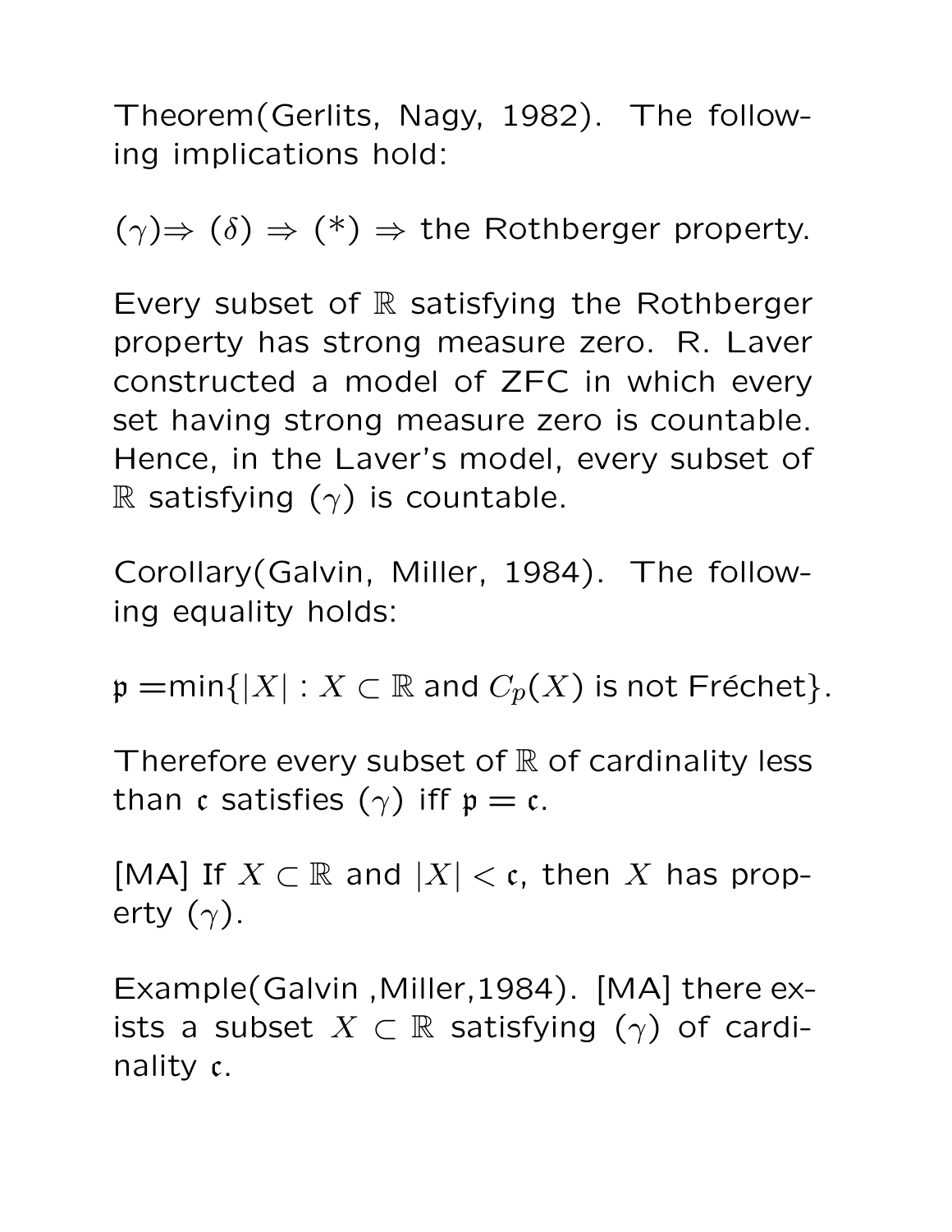Theorem(Gerlits, Nagy, 1982). The following implications hold:

$(\gamma) \Rightarrow (\delta) \Rightarrow (*) \Rightarrow$ the Rothberger property.

Every subset of $\mathbb{R}$ satisfying the Rothberger property has strong measure zero. R. Laver constructed a model of ZFC in which every set having strong measure zero is countable. Hence, in the Laver's model, every subset of $\mathbb{R}$ satisfying $(\gamma)$ is countable.

Corollary(Galvin, Miller, 1984). The following equality holds:

$\mathfrak{p} = \min\{|X| : X \subset \mathbb{R}$ and $C_p(X)$ is not Fréchet$\}$.

Therefore every subset of $\mathbb{R}$ of cardinality less than $\mathfrak{c}$ satisfies $(\gamma)$ iff $\mathfrak{p} = \mathfrak{c}$.

[MA] If $X \subset \mathbb{R}$ and $|X| < \mathfrak{c}$, then $X$ has property $(\gamma)$.

Example(Galvin ,Miller,1984). [MA] there exists a subset $X \subset \mathbb{R}$ satisfying $(\gamma)$ of cardinality $\mathfrak{c}$.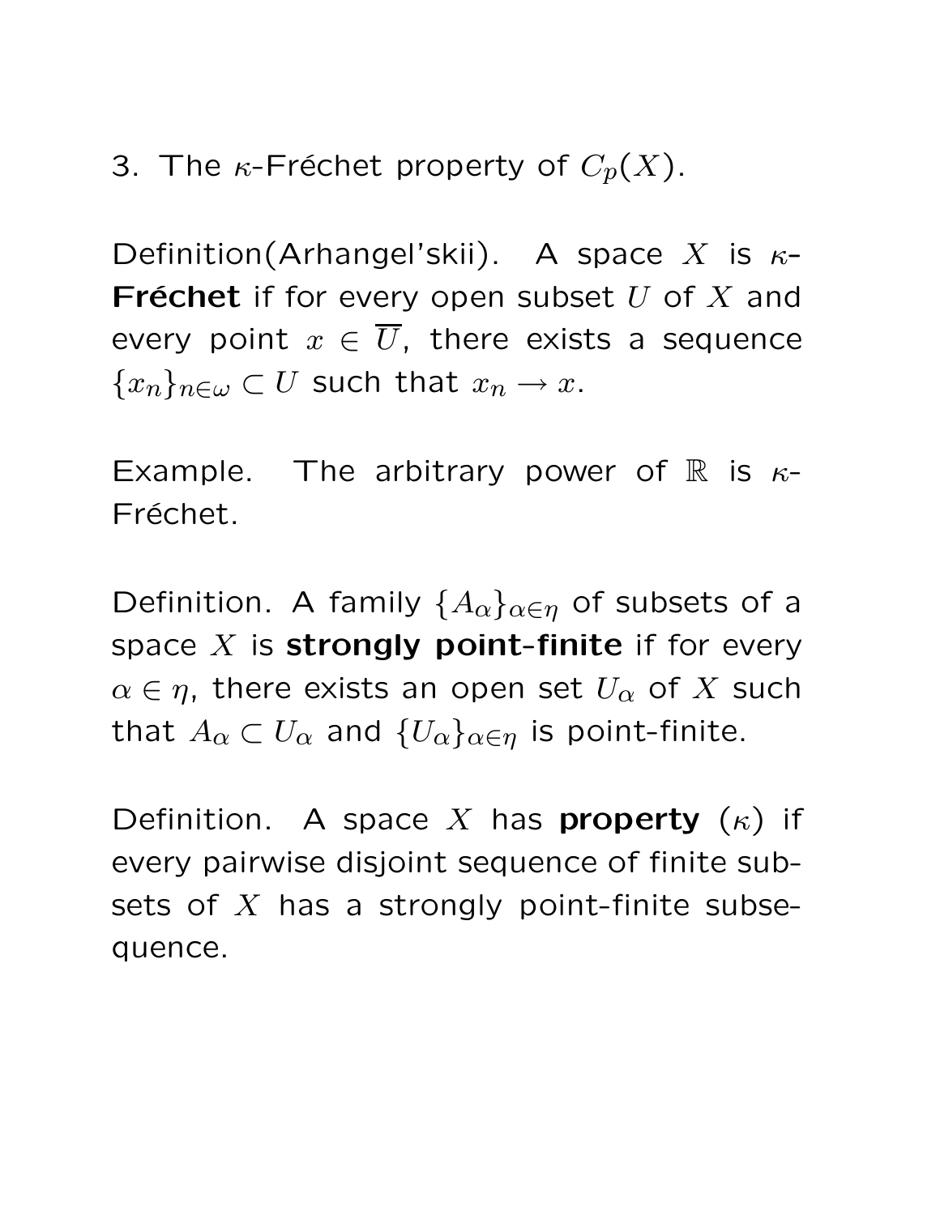## 3. The $\kappa$-Fréchet property of $C_p(X)$.

Definition(Arhangel'skii). A space $X$ is **$\kappa$-Fréchet** if for every open subset $U$ of $X$ and every point $x \in \overline{U}$, there exists a sequence $\{x_n\}_{n \in \omega} \subset U$ such that $x_n \to x$.

Example. The arbitrary power of $\mathbb{R}$ is $\kappa$-Fréchet.

Definition. A family $\{A_\alpha\}_{\alpha \in \eta}$ of subsets of a space $X$ is **strongly point-finite** if for every $\alpha \in \eta$, there exists an open set $U_\alpha$ of $X$ such that $A_\alpha \subset U_\alpha$ and $\{U_\alpha\}_{\alpha \in \eta}$ is point-finite.

Definition. A space $X$ has **property** $(\kappa)$ if every pairwise disjoint sequence of finite subsets of $X$ has a strongly point-finite subsequence.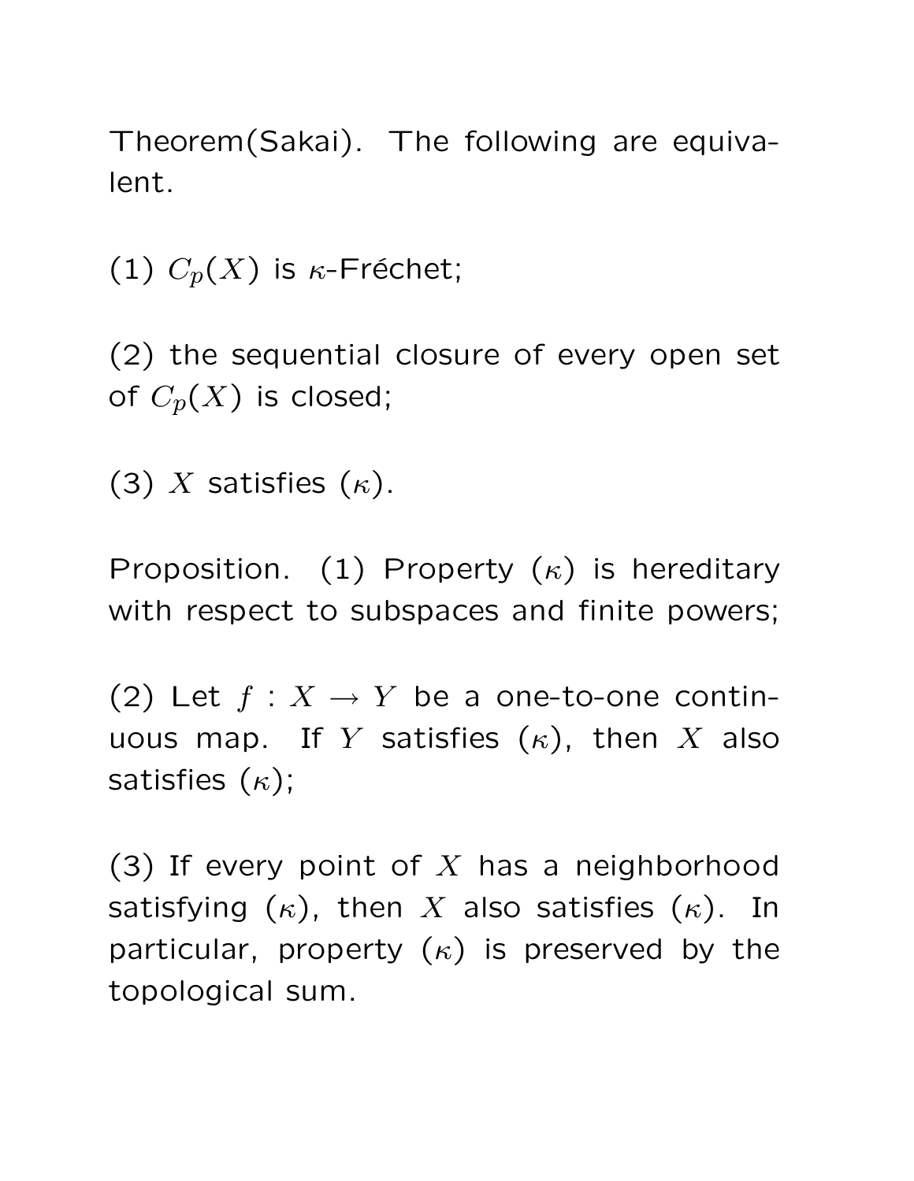Theorem(Sakai). The following are equivalent.

(1) $C_p(X)$ is $\kappa$-Fréchet;

(2) the sequential closure of every open set of $C_p(X)$ is closed;

(3) $X$ satisfies $(\kappa)$.

Proposition. (1) Property $(\kappa)$ is hereditary with respect to subspaces and finite powers;

(2) Let $f : X \to Y$ be a one-to-one continuous map. If $Y$ satisfies $(\kappa)$, then $X$ also satisfies $(\kappa)$;

(3) If every point of $X$ has a neighborhood satisfying $(\kappa)$, then $X$ also satisfies $(\kappa)$. In particular, property $(\kappa)$ is preserved by the topological sum.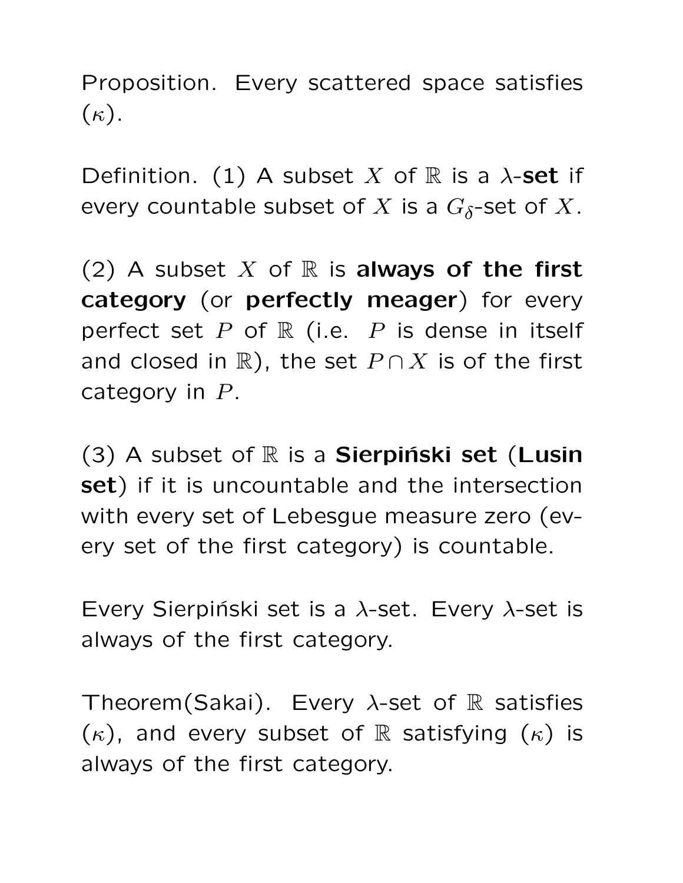Proposition. Every scattered space satisfies ($\kappa$).

Definition. (1) A subset $X$ of $\mathbb{R}$ is a $\lambda$-**set** if every countable subset of $X$ is a $G_\delta$-set of $X$.

(2) A subset $X$ of $\mathbb{R}$ is **always of the first category** (or **perfectly meager**) for every perfect set $P$ of $\mathbb{R}$ (i.e. $P$ is dense in itself and closed in $\mathbb{R}$), the set $P \cap X$ is of the first category in $P$.

(3) A subset of $\mathbb{R}$ is a **Sierpiński set** (**Lusin set**) if it is uncountable and the intersection with every set of Lebesgue measure zero (every set of the first category) is countable.

Every Sierpiński set is a $\lambda$-set. Every $\lambda$-set is always of the first category.

Theorem(Sakai). Every $\lambda$-set of $\mathbb{R}$ satisfies ($\kappa$), and every subset of $\mathbb{R}$ satisfying ($\kappa$) is always of the first category.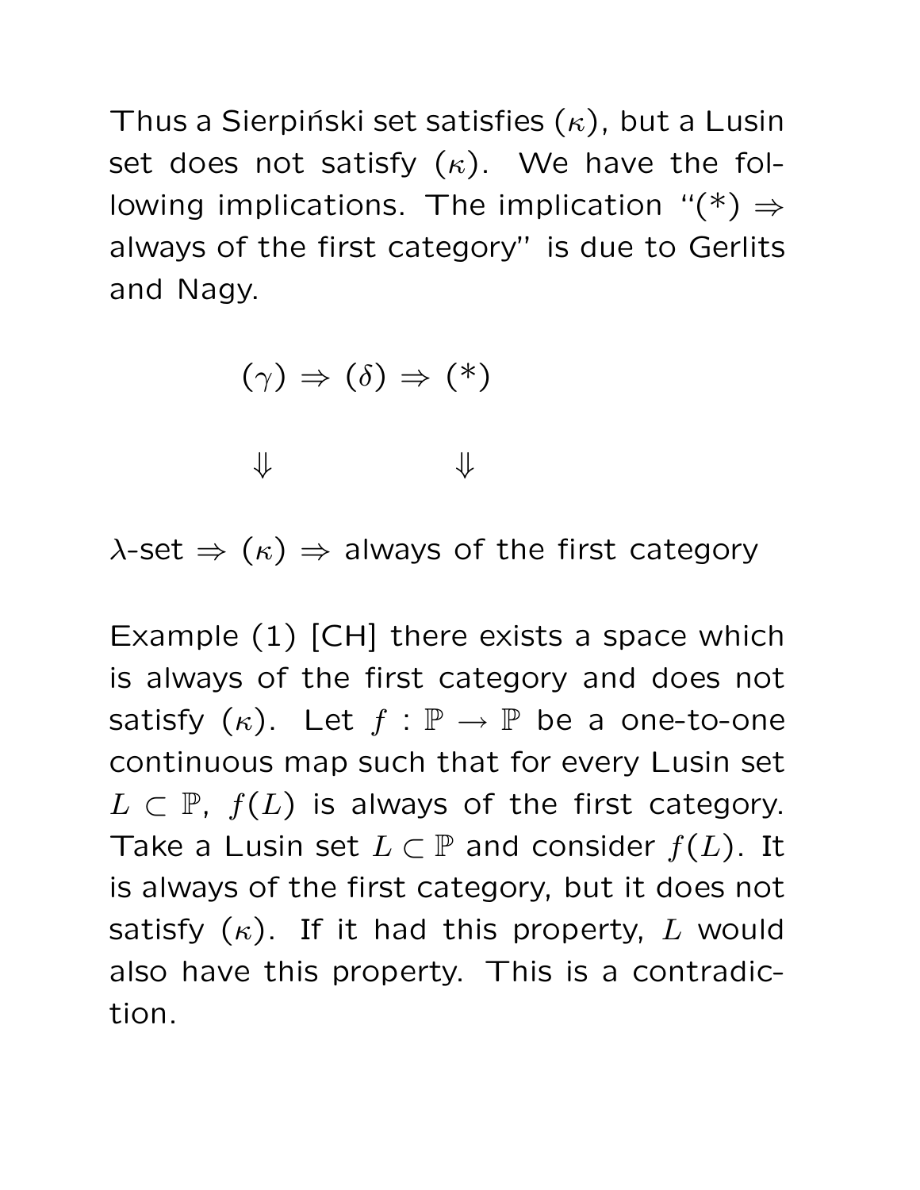Thus a Sierpiński set satisfies $(\kappa)$, but a Lusin set does not satisfy $(\kappa)$. We have the following implications. The implication "$(*) \Rightarrow$ always of the first category" is due to Gerlits and Nagy.

$$
\begin{array}{ccccc}
 & (\gamma) & \Rightarrow (\delta) \Rightarrow & (*) & \\
 & \Downarrow & & \Downarrow & \\
\lambda\text{-set} \Rightarrow & (\kappa) & \Rightarrow & \text{always of the first category} &
\end{array}
$$

Example (1) [CH] there exists a space which is always of the first category and does not satisfy $(\kappa)$. Let $f : \mathbb{P} \to \mathbb{P}$ be a one-to-one continuous map such that for every Lusin set $L \subset \mathbb{P}$, $f(L)$ is always of the first category. Take a Lusin set $L \subset \mathbb{P}$ and consider $f(L)$. It is always of the first category, but it does not satisfy $(\kappa)$. If it had this property, $L$ would also have this property. This is a contradiction.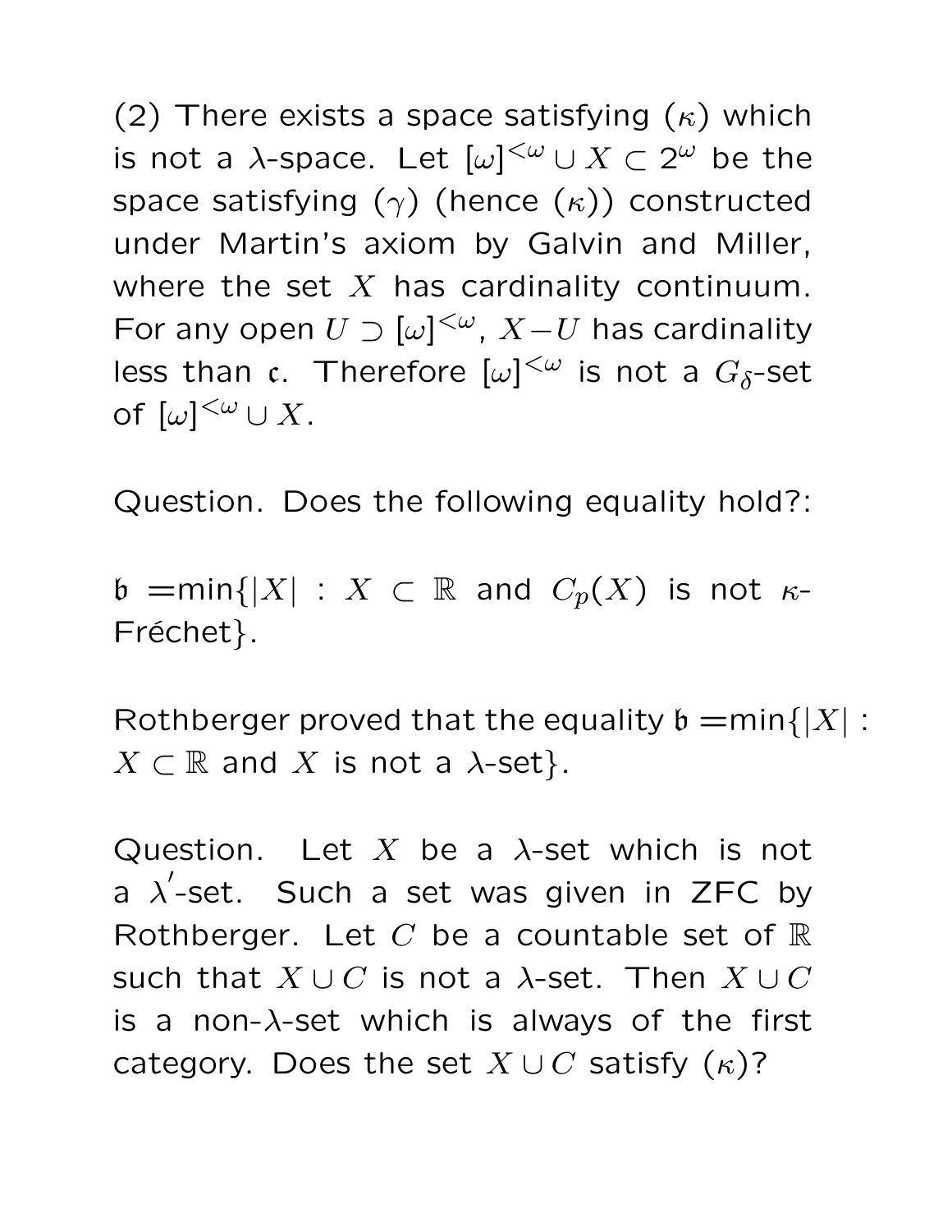(2) There exists a space satisfying ($\kappa$) which is not a $\lambda$-space. Let $[\omega]^{<\omega} \cup X \subset 2^\omega$ be the space satisfying ($\gamma$) (hence ($\kappa$)) constructed under Martin's axiom by Galvin and Miller, where the set $X$ has cardinality continuum. For any open $U \supset [\omega]^{<\omega}$, $X - U$ has cardinality less than $\mathfrak{c}$. Therefore $[\omega]^{<\omega}$ is not a $G_\delta$-set of $[\omega]^{<\omega} \cup X$.

Question. Does the following equality hold?:

$\mathfrak{b}$ =min$\{|X| : X \subset \mathbb{R}$ and $C_p(X)$ is not $\kappa$-Fréchet$\}$.

Rothberger proved that the equality $\mathfrak{b}$ =min$\{|X| : X \subset \mathbb{R}$ and $X$ is not a $\lambda$-set$\}$.

Question. Let $X$ be a $\lambda$-set which is not a $\lambda'$-set. Such a set was given in ZFC by Rothberger. Let $C$ be a countable set of $\mathbb{R}$ such that $X \cup C$ is not a $\lambda$-set. Then $X \cup C$ is a non-$\lambda$-set which is always of the first category. Does the set $X \cup C$ satisfy ($\kappa$)?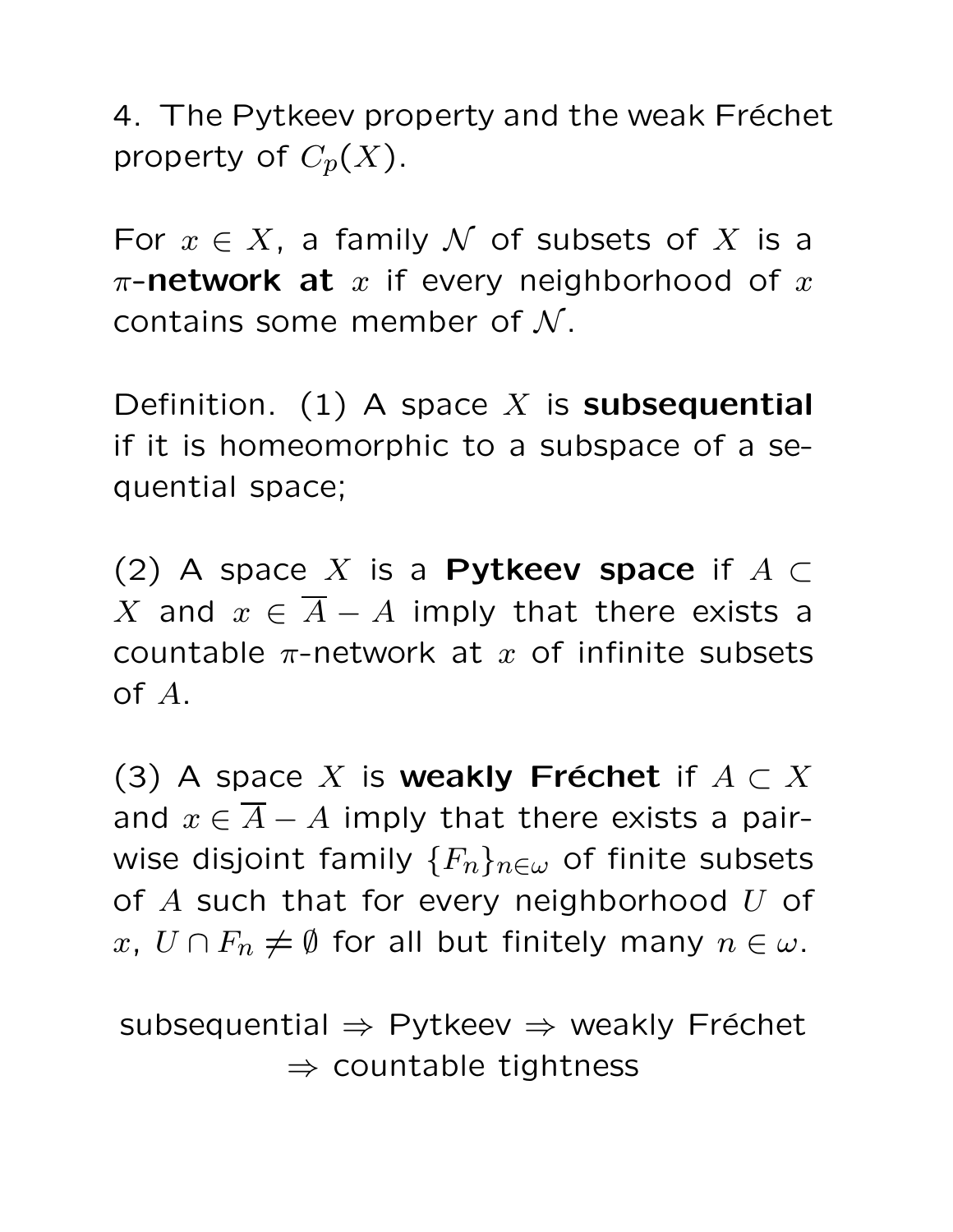4. The Pytkeev property and the weak Fréchet property of $C_p(X)$.

For $x \in X$, a family $\mathcal{N}$ of subsets of $X$ is a $\pi$-**network at** $x$ if every neighborhood of $x$ contains some member of $\mathcal{N}$.

Definition. (1) A space $X$ is **subsequential** if it is homeomorphic to a subspace of a sequential space;

(2) A space $X$ is a **Pytkeev space** if $A \subset X$ and $x \in \overline{A} - A$ imply that there exists a countable $\pi$-network at $x$ of infinite subsets of $A$.

(3) A space $X$ is **weakly Fréchet** if $A \subset X$ and $x \in \overline{A} - A$ imply that there exists a pairwise disjoint family $\{F_n\}_{n \in \omega}$ of finite subsets of $A$ such that for every neighborhood $U$ of $x$, $U \cap F_n \neq \emptyset$ for all but finitely many $n \in \omega$.

subsequential $\Rightarrow$ Pytkeev $\Rightarrow$ weakly Fréchet $\Rightarrow$ countable tightness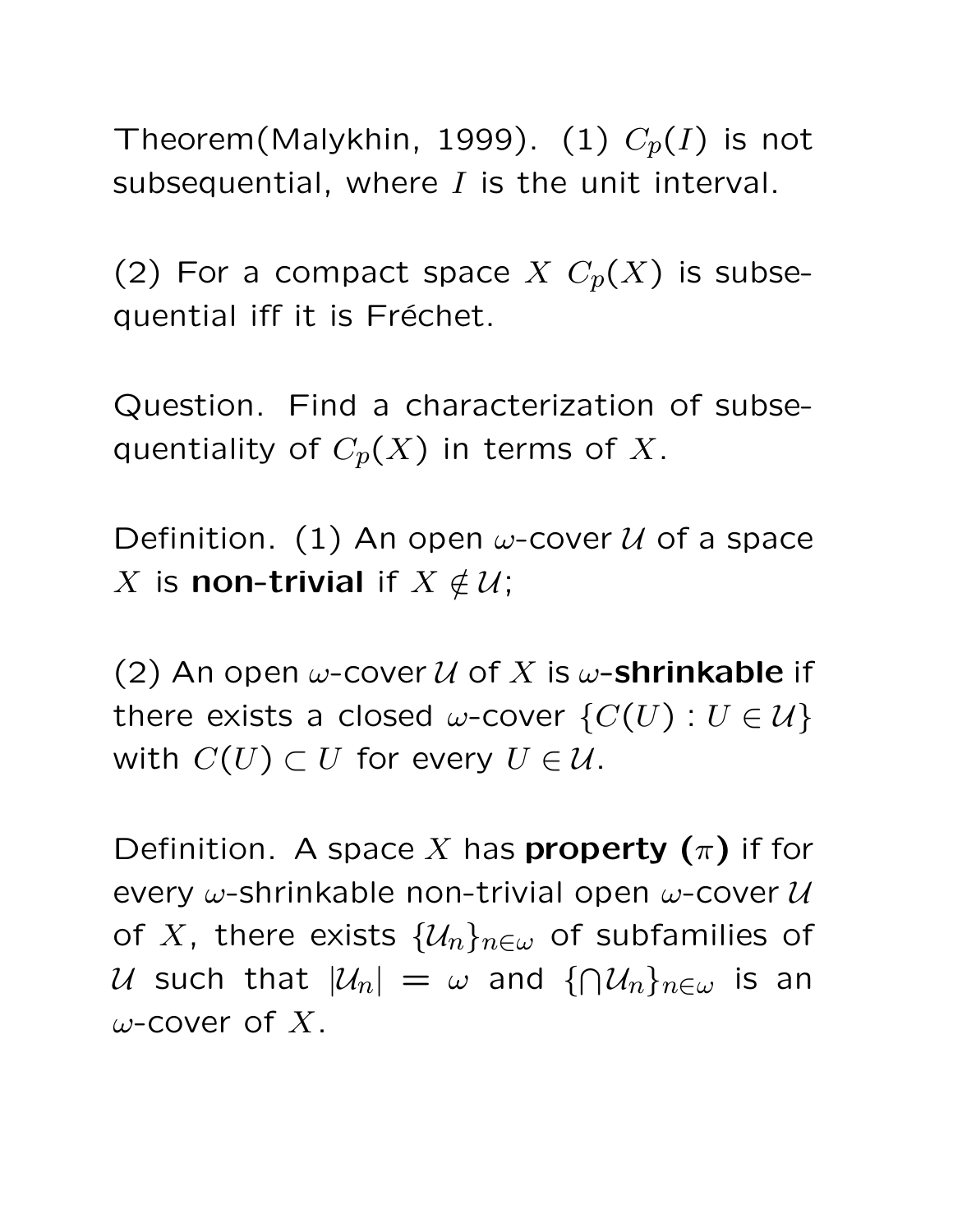Theorem(Malykhin, 1999). (1) $C_p(I)$ is not subsequential, where $I$ is the unit interval.

(2) For a compact space $X$ $C_p(X)$ is subsequential iff it is Fréchet.

Question. Find a characterization of subsequentiality of $C_p(X)$ in terms of $X$.

Definition. (1) An open $\omega$-cover $\mathcal{U}$ of a space $X$ is **non-trivial** if $X \notin \mathcal{U}$;

(2) An open $\omega$-cover $\mathcal{U}$ of $X$ is $\omega$-**shrinkable** if there exists a closed $\omega$-cover $\{C(U) : U \in \mathcal{U}\}$ with $C(U) \subset U$ for every $U \in \mathcal{U}$.

Definition. A space $X$ has **property ($\pi$)** if for every $\omega$-shrinkable non-trivial open $\omega$-cover $\mathcal{U}$ of $X$, there exists $\{\mathcal{U}_n\}_{n\in\omega}$ of subfamilies of $\mathcal{U}$ such that $|\mathcal{U}_n| = \omega$ and $\{\bigcap \mathcal{U}_n\}_{n\in\omega}$ is an $\omega$-cover of $X$.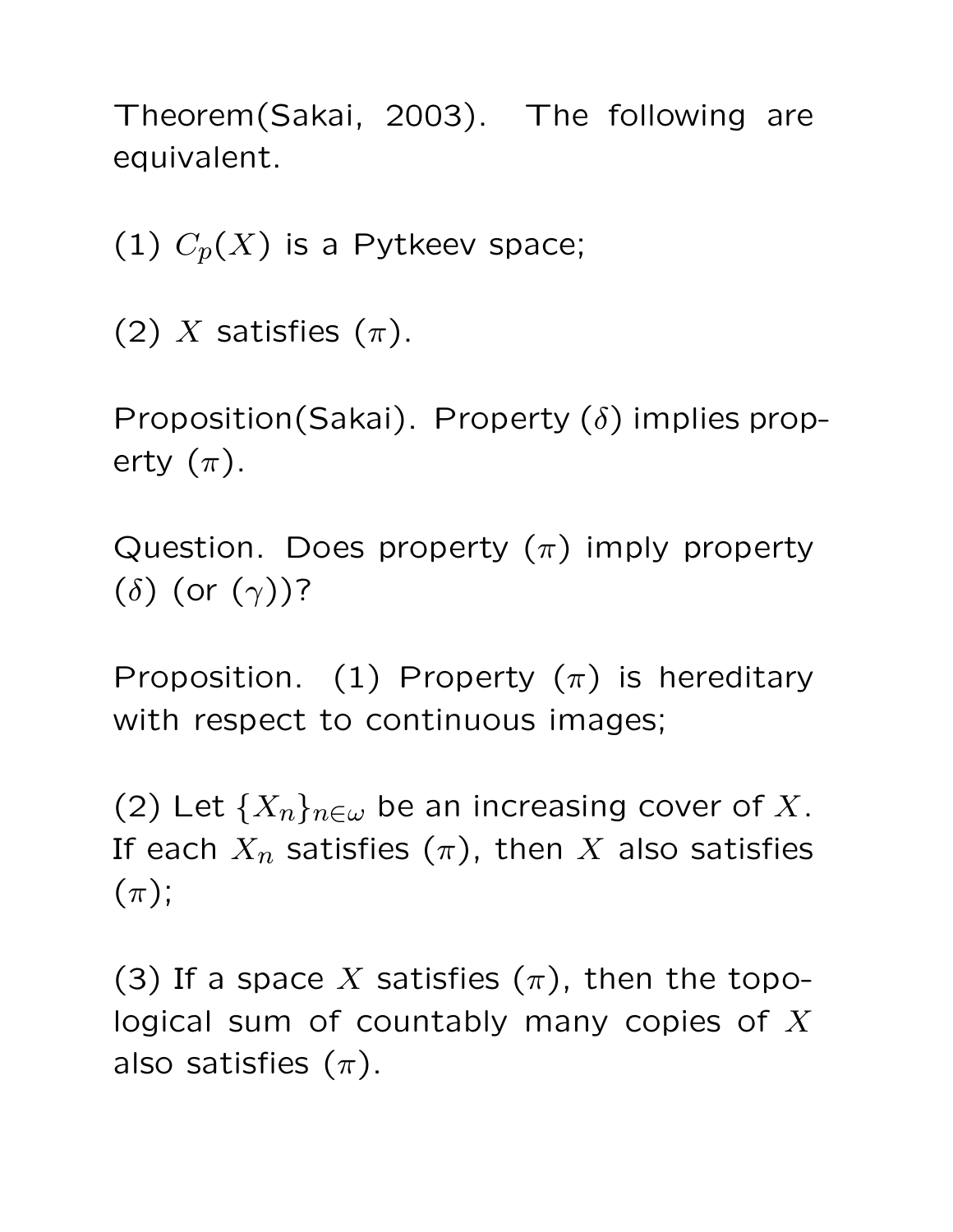Theorem(Sakai, 2003). The following are equivalent.

(1) $C_p(X)$ is a Pytkeev space;

(2) $X$ satisfies $(\pi)$.

Proposition(Sakai). Property $(\delta)$ implies property $(\pi)$.

Question. Does property $(\pi)$ imply property $(\delta)$ (or $(\gamma)$)?

Proposition. (1) Property $(\pi)$ is hereditary with respect to continuous images;

(2) Let $\{X_n\}_{n\in\omega}$ be an increasing cover of $X$. If each $X_n$ satisfies $(\pi)$, then $X$ also satisfies $(\pi)$;

(3) If a space $X$ satisfies $(\pi)$, then the topological sum of countably many copies of $X$ also satisfies $(\pi)$.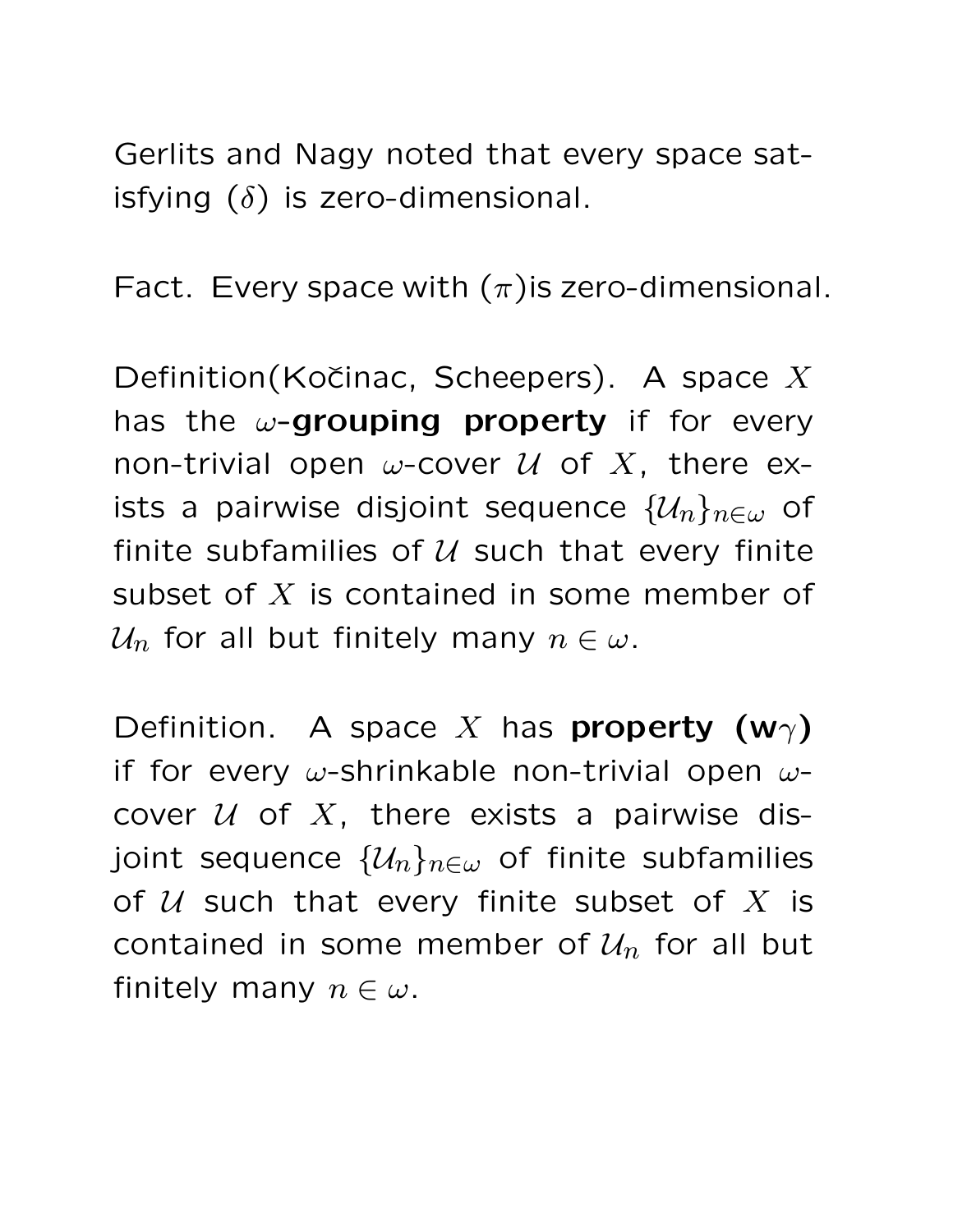Gerlits and Nagy noted that every space satisfying ($\delta$) is zero-dimensional.

Fact. Every space with ($\pi$)is zero-dimensional.

Definition(Kočinac, Scheepers). A space $X$ has the $\omega$-**grouping property** if for every non-trivial open $\omega$-cover $\mathcal{U}$ of $X$, there exists a pairwise disjoint sequence $\{\mathcal{U}_n\}_{n\in\omega}$ of finite subfamilies of $\mathcal{U}$ such that every finite subset of $X$ is contained in some member of $\mathcal{U}_n$ for all but finitely many $n \in \omega$.

Definition. A space $X$ has **property (w$\gamma$)** if for every $\omega$-shrinkable non-trivial open $\omega$-cover $\mathcal{U}$ of $X$, there exists a pairwise disjoint sequence $\{\mathcal{U}_n\}_{n\in\omega}$ of finite subfamilies of $\mathcal{U}$ such that every finite subset of $X$ is contained in some member of $\mathcal{U}_n$ for all but finitely many $n \in \omega$.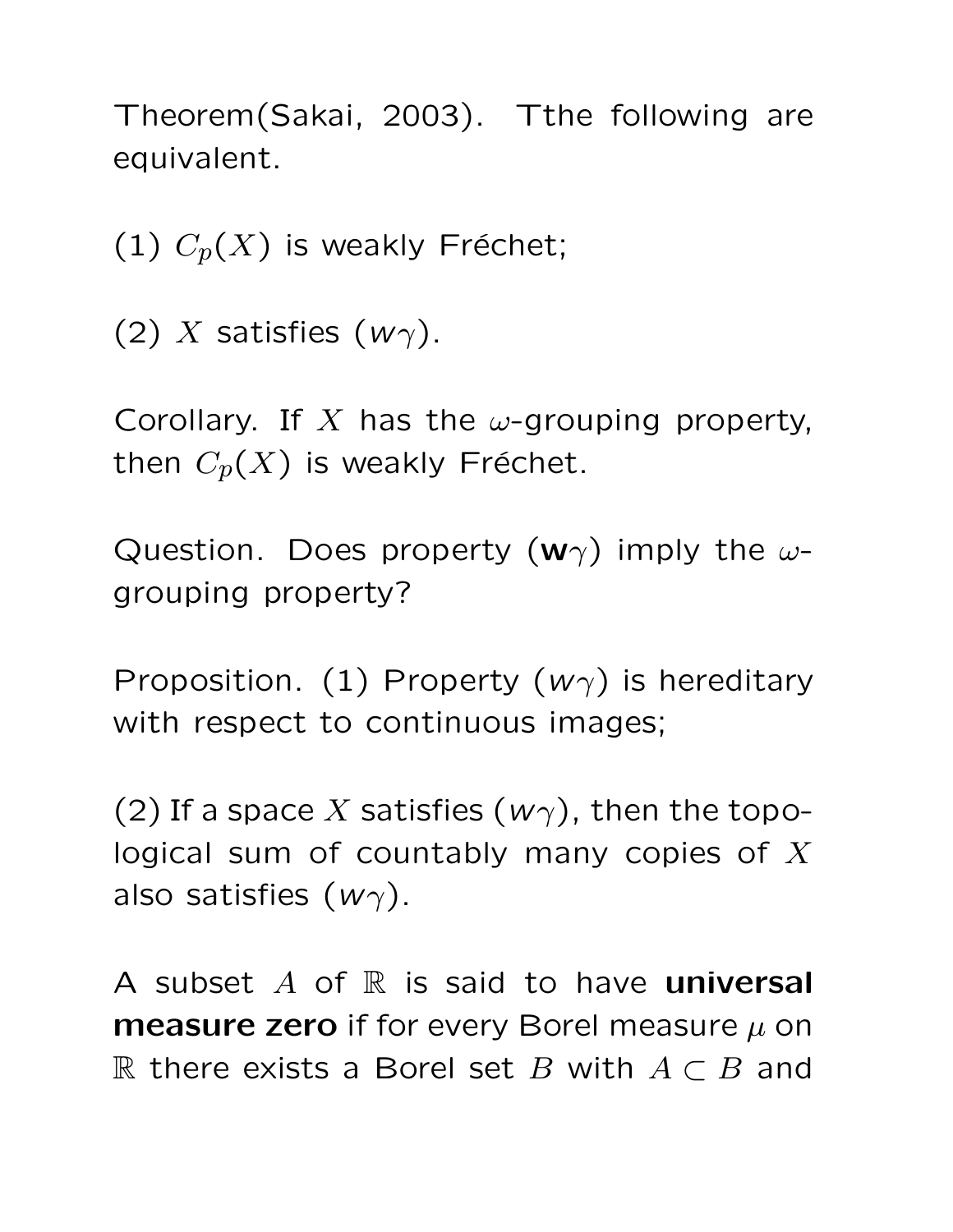Theorem(Sakai, 2003). Tthe following are equivalent.

(1) $C_p(X)$ is weakly Fréchet;

(2) $X$ satisfies ($w\gamma$).

Corollary. If $X$ has the $\omega$-grouping property, then $C_p(X)$ is weakly Fréchet.

Question. Does property (**w**$\gamma$) imply the $\omega$-grouping property?

Proposition. (1) Property ($w\gamma$) is hereditary with respect to continuous images;

(2) If a space $X$ satisfies ($w\gamma$), then the topological sum of countably many copies of $X$ also satisfies ($w\gamma$).

A subset $A$ of $\mathbb{R}$ is said to have **universal measure zero** if for every Borel measure $\mu$ on $\mathbb{R}$ there exists a Borel set $B$ with $A \subset B$ and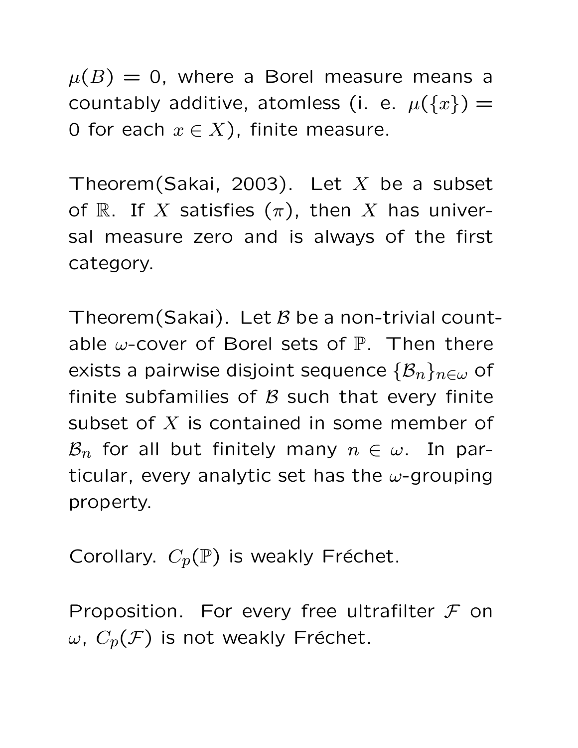$\mu(B) = 0$, where a Borel measure means a countably additive, atomless (i. e. $\mu(\{x\}) = 0$ for each $x \in X$), finite measure.

Theorem(Sakai, 2003). Let $X$ be a subset of $\mathbb{R}$. If $X$ satisfies $(\pi)$, then $X$ has universal measure zero and is always of the first category.

Theorem(Sakai). Let $\mathcal{B}$ be a non-trivial countable $\omega$-cover of Borel sets of $\mathbb{P}$. Then there exists a pairwise disjoint sequence $\{\mathcal{B}_n\}_{n\in\omega}$ of finite subfamilies of $\mathcal{B}$ such that every finite subset of $X$ is contained in some member of $\mathcal{B}_n$ for all but finitely many $n \in \omega$. In particular, every analytic set has the $\omega$-grouping property.

Corollary. $C_p(\mathbb{P})$ is weakly Fréchet.

Proposition. For every free ultrafilter $\mathcal{F}$ on $\omega$, $C_p(\mathcal{F})$ is not weakly Fréchet.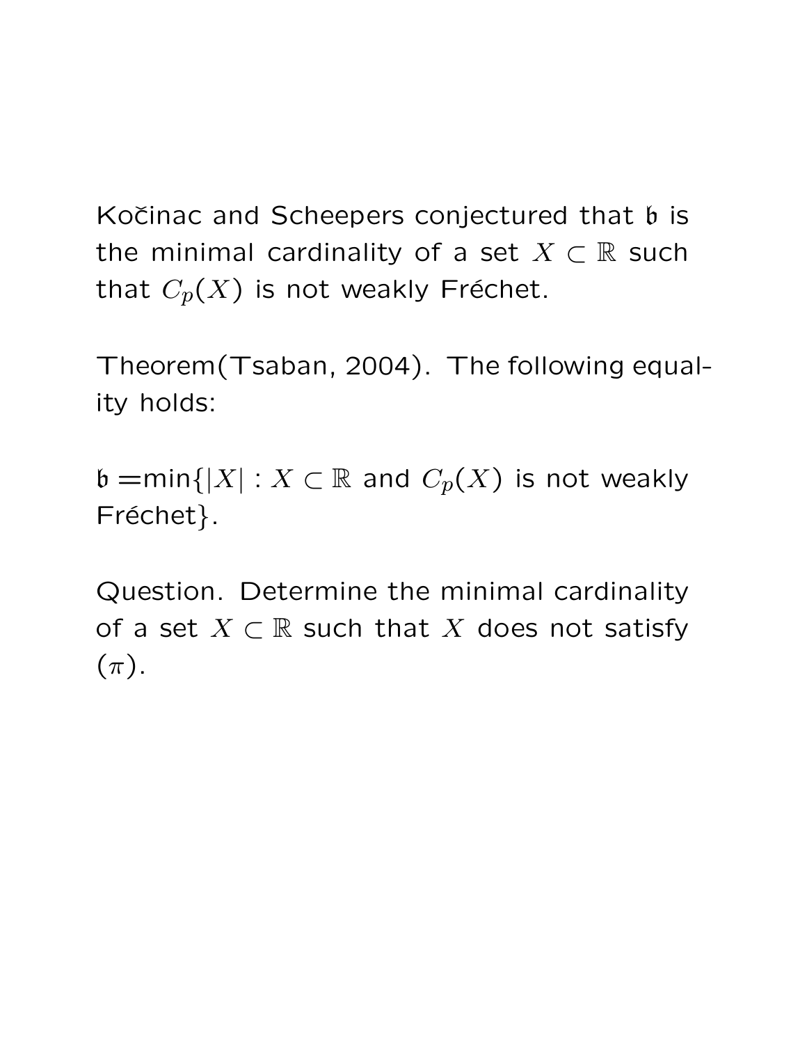Kočinac and Scheepers conjectured that $\mathfrak{b}$ is the minimal cardinality of a set $X \subset \mathbb{R}$ such that $C_p(X)$ is not weakly Fréchet.

Theorem(Tsaban, 2004). The following equality holds:

$\mathfrak{b} = \min\{|X| : X \subset \mathbb{R}$ and $C_p(X)$ is not weakly Fréchet$\}$.

Question. Determine the minimal cardinality of a set $X \subset \mathbb{R}$ such that $X$ does not satisfy $(\pi)$.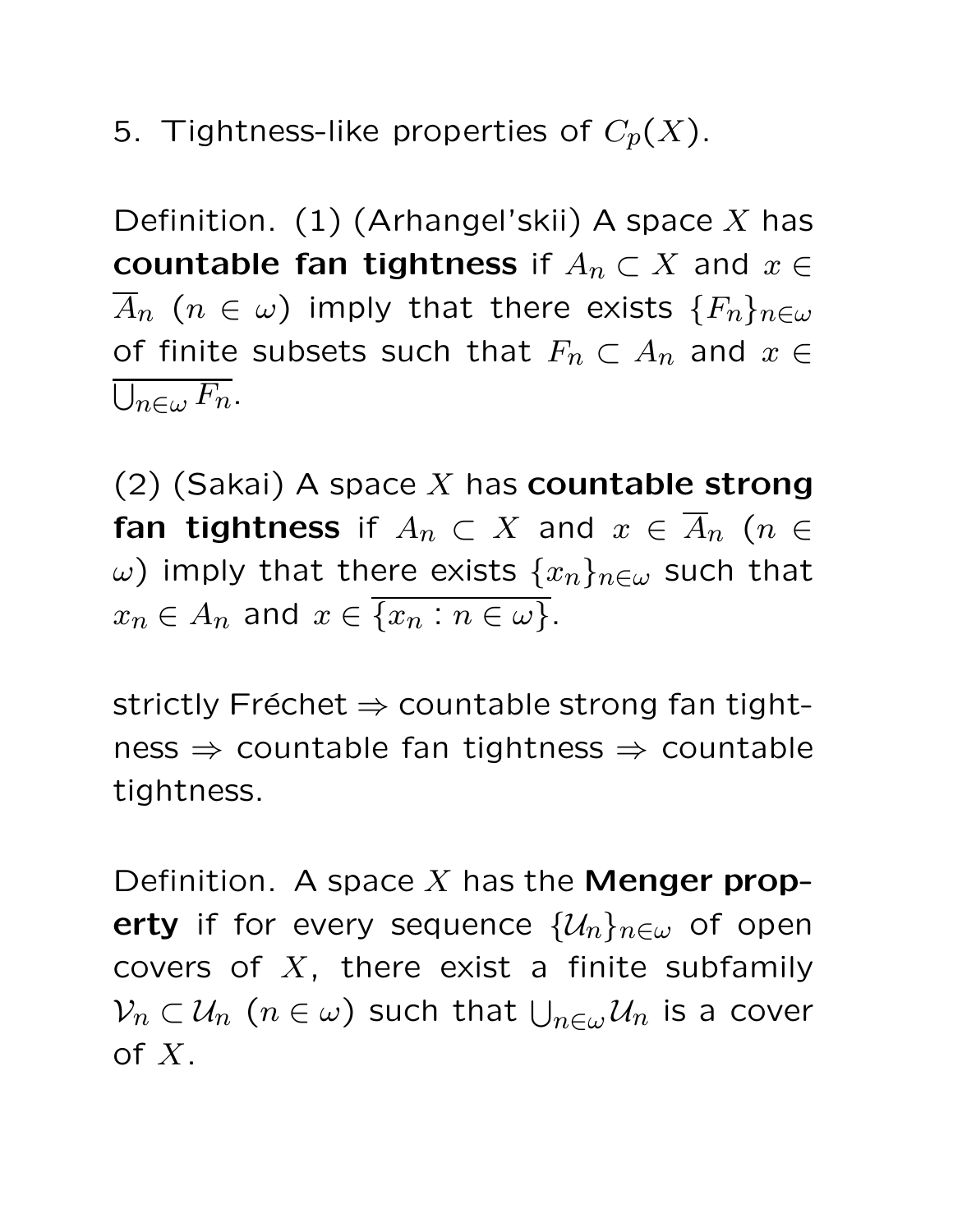5. Tightness-like properties of $C_p(X)$.

Definition. (1) (Arhangel'skii) A space $X$ has **countable fan tightness** if $A_n \subset X$ and $x \in \overline{A}_n$ $(n \in \omega)$ imply that there exists $\{F_n\}_{n\in\omega}$ of finite subsets such that $F_n \subset A_n$ and $x \in \overline{\bigcup_{n\in\omega} F_n}$.

(2) (Sakai) A space $X$ has **countable strong fan tightness** if $A_n \subset X$ and $x \in \overline{A}_n$ $(n \in \omega)$ imply that there exists $\{x_n\}_{n\in\omega}$ such that $x_n \in A_n$ and $x \in \overline{\{x_n : n \in \omega\}}$.

strictly Fréchet $\Rightarrow$ countable strong fan tightness $\Rightarrow$ countable fan tightness $\Rightarrow$ countable tightness.

Definition. A space $X$ has the **Menger property** if for every sequence $\{\mathcal{U}_n\}_{n\in\omega}$ of open covers of $X$, there exist a finite subfamily $\mathcal{V}_n \subset \mathcal{U}_n$ $(n \in \omega)$ such that $\bigcup_{n\in\omega}\mathcal{U}_n$ is a cover of $X$.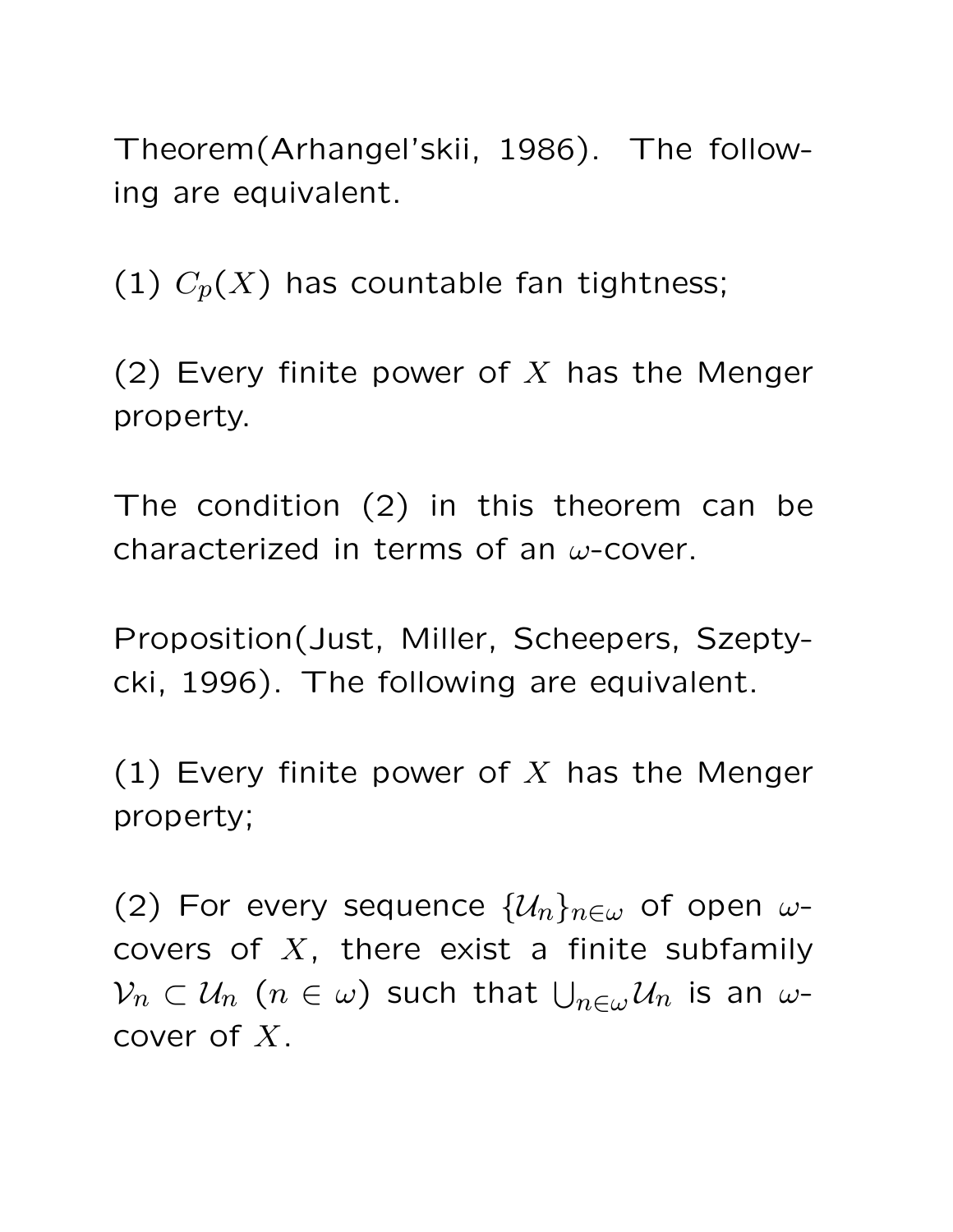Theorem(Arhangel'skii, 1986). The following are equivalent.

(1) $C_p(X)$ has countable fan tightness;

(2) Every finite power of $X$ has the Menger property.

The condition (2) in this theorem can be characterized in terms of an $\omega$-cover.

Proposition(Just, Miller, Scheepers, Szeptycki, 1996). The following are equivalent.

(1) Every finite power of $X$ has the Menger property;

(2) For every sequence $\{\mathcal{U}_n\}_{n\in\omega}$ of open $\omega$-covers of $X$, there exist a finite subfamily $\mathcal{V}_n \subset \mathcal{U}_n$ $(n \in \omega)$ such that $\bigcup_{n\in\omega}\mathcal{U}_n$ is an $\omega$-cover of $X$.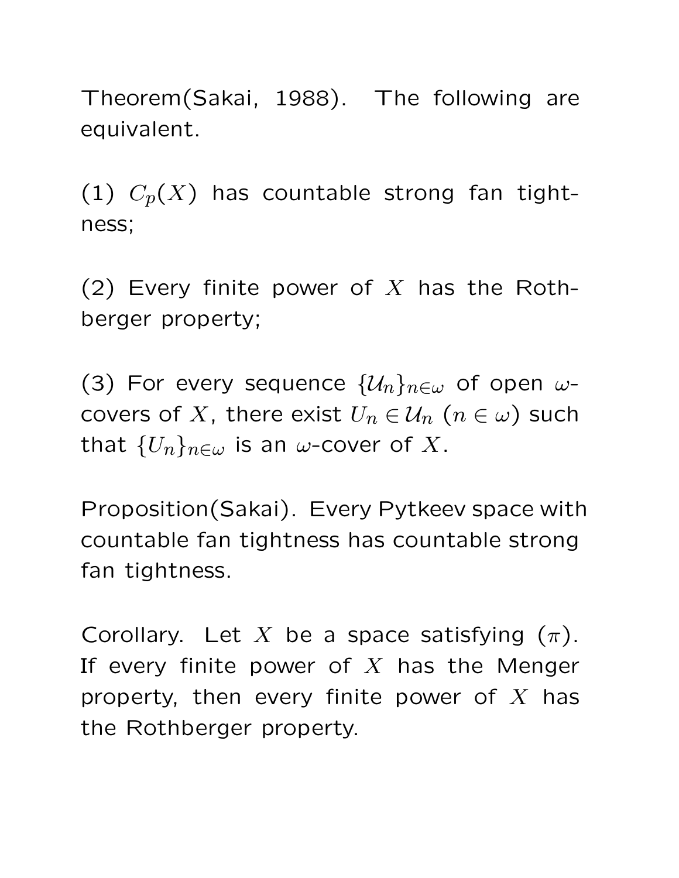Theorem(Sakai, 1988). The following are equivalent.

(1) $C_p(X)$ has countable strong fan tightness;

(2) Every finite power of $X$ has the Rothberger property;

(3) For every sequence $\{\mathcal{U}_n\}_{n\in\omega}$ of open $\omega$-covers of $X$, there exist $U_n \in \mathcal{U}_n$ $(n \in \omega)$ such that $\{U_n\}_{n\in\omega}$ is an $\omega$-cover of $X$.

Proposition(Sakai). Every Pytkeev space with countable fan tightness has countable strong fan tightness.

Corollary. Let $X$ be a space satisfying $(\pi)$. If every finite power of $X$ has the Menger property, then every finite power of $X$ has the Rothberger property.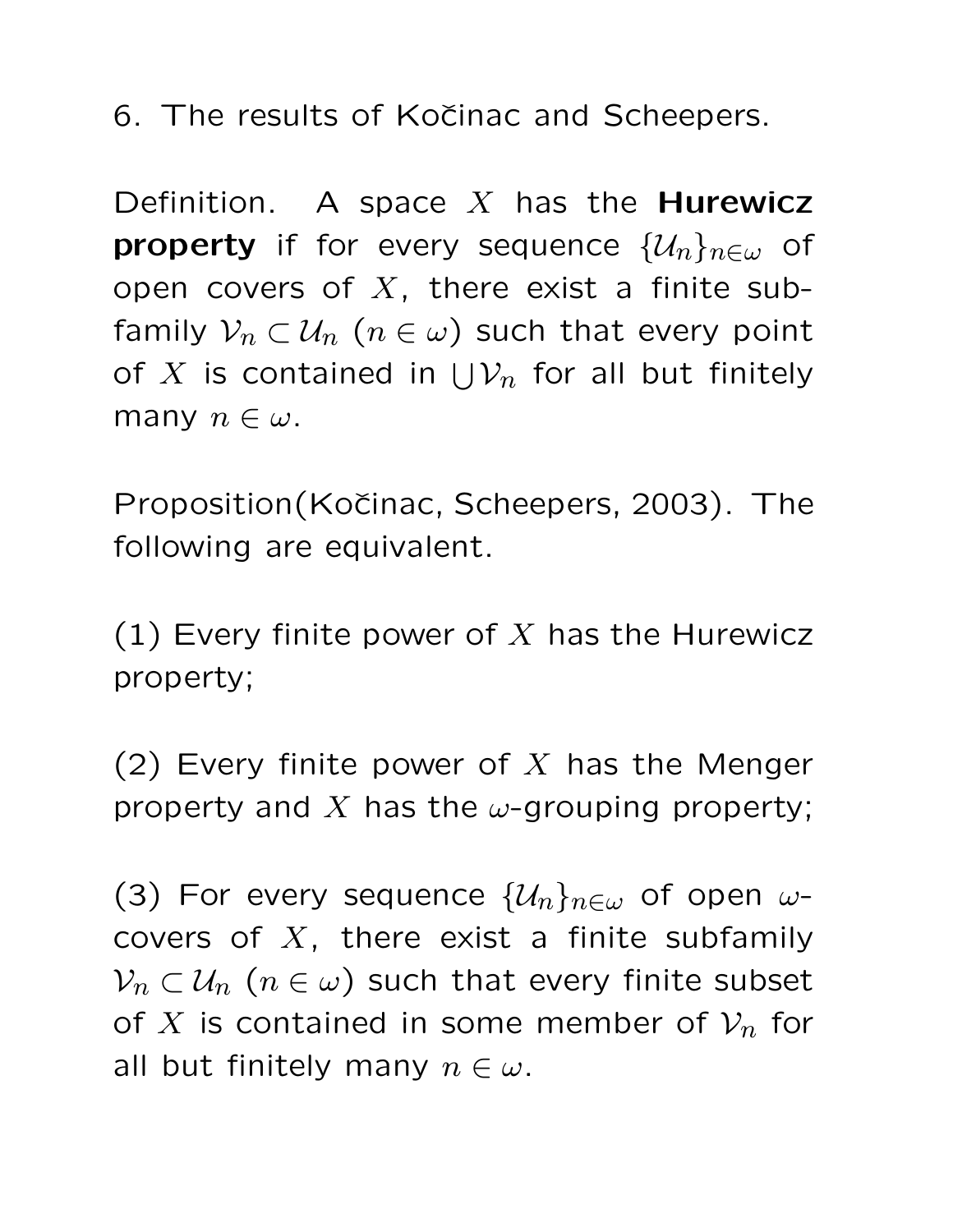6. The results of Kočinac and Scheepers.

Definition. A space $X$ has the **Hurewicz property** if for every sequence $\{\mathcal{U}_n\}_{n\in\omega}$ of open covers of $X$, there exist a finite subfamily $\mathcal{V}_n \subset \mathcal{U}_n$ ($n \in \omega$) such that every point of $X$ is contained in $\bigcup \mathcal{V}_n$ for all but finitely many $n \in \omega$.

Proposition(Kočinac, Scheepers, 2003). The following are equivalent.

(1) Every finite power of $X$ has the Hurewicz property;

(2) Every finite power of $X$ has the Menger property and $X$ has the $\omega$-grouping property;

(3) For every sequence $\{\mathcal{U}_n\}_{n\in\omega}$ of open $\omega$-covers of $X$, there exist a finite subfamily $\mathcal{V}_n \subset \mathcal{U}_n$ ($n \in \omega$) such that every finite subset of $X$ is contained in some member of $\mathcal{V}_n$ for all but finitely many $n \in \omega$.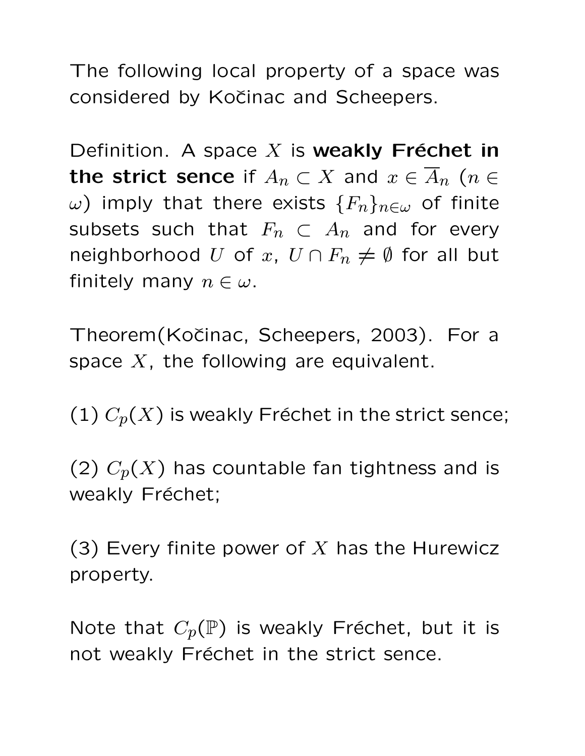The following local property of a space was considered by Kočinac and Scheepers.

Definition. A space $X$ is **weakly Fréchet in the strict sence** if $A_n \subset X$ and $x \in \overline{A}_n$ ($n \in \omega$) imply that there exists $\{F_n\}_{n\in\omega}$ of finite subsets such that $F_n \subset A_n$ and for every neighborhood $U$ of $x$, $U \cap F_n \neq \emptyset$ for all but finitely many $n \in \omega$.

Theorem(Kočinac, Scheepers, 2003). For a space $X$, the following are equivalent.

(1) $C_p(X)$ is weakly Fréchet in the strict sence;

(2) $C_p(X)$ has countable fan tightness and is weakly Fréchet;

(3) Every finite power of $X$ has the Hurewicz property.

Note that $C_p(\mathbb{P})$ is weakly Fréchet, but it is not weakly Fréchet in the strict sence.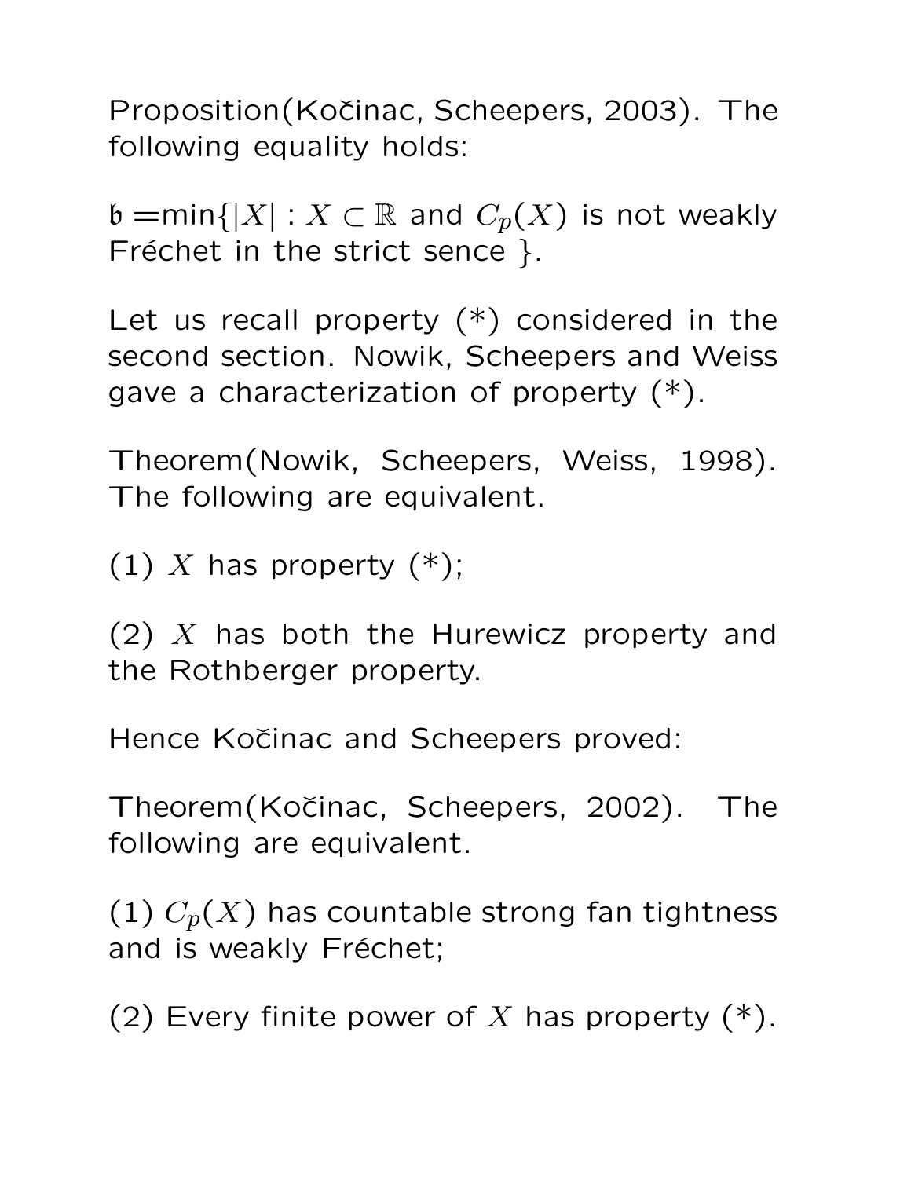Proposition(Kočinac, Scheepers, 2003). The following equality holds:

$\mathfrak{b} = \min\{|X| : X \subset \mathbb{R}$ and $C_p(X)$ is not weakly Fréchet in the strict sence $\}$.

Let us recall property (*) considered in the second section. Nowik, Scheepers and Weiss gave a characterization of property (*).

Theorem(Nowik, Scheepers, Weiss, 1998). The following are equivalent.

(1) $X$ has property (*);

(2) $X$ has both the Hurewicz property and the Rothberger property.

Hence Kočinac and Scheepers proved:

Theorem(Kočinac, Scheepers, 2002). The following are equivalent.

(1) $C_p(X)$ has countable strong fan tightness and is weakly Fréchet;

(2) Every finite power of $X$ has property (*).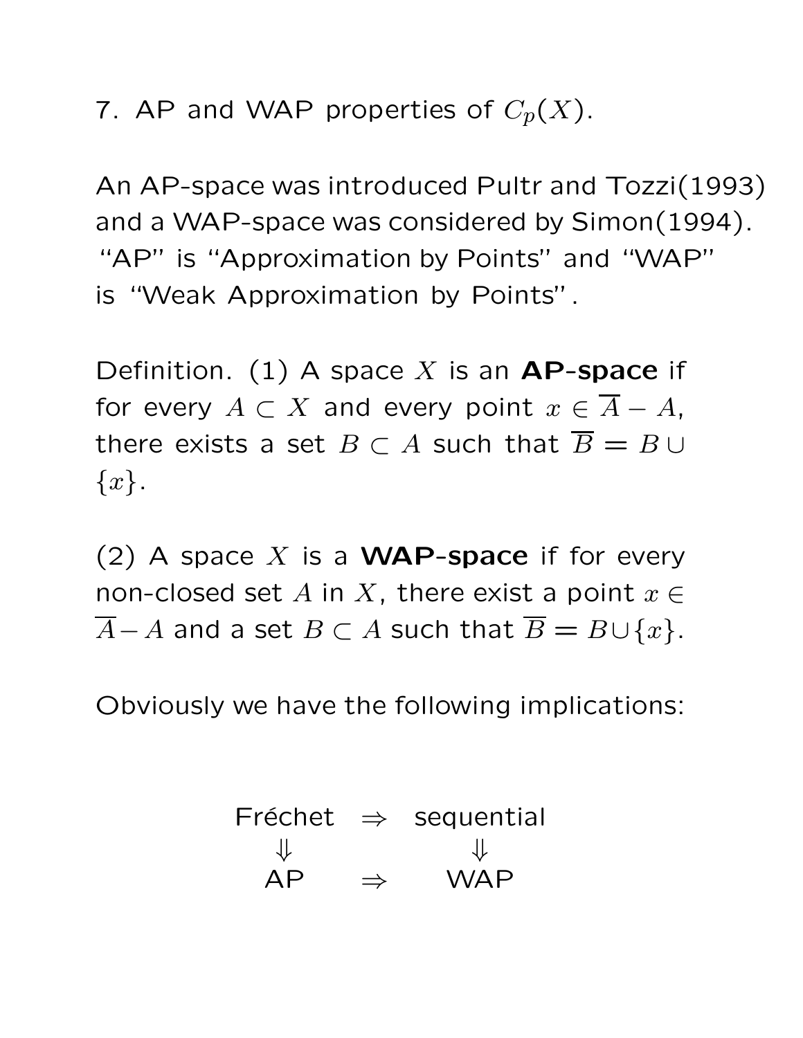7. AP and WAP properties of $C_p(X)$.

An AP-space was introduced Pultr and Tozzi(1993) and a WAP-space was considered by Simon(1994). "AP" is "Approximation by Points" and "WAP" is "Weak Approximation by Points".

Definition. (1) A space $X$ is an **AP-space** if for every $A \subset X$ and every point $x \in \overline{A} - A$, there exists a set $B \subset A$ such that $\overline{B} = B \cup \{x\}$.

(2) A space $X$ is a **WAP-space** if for every non-closed set $A$ in $X$, there exist a point $x \in \overline{A} - A$ and a set $B \subset A$ such that $\overline{B} = B \cup \{x\}$.

Obviously we have the following implications:

$$
\begin{array}{ccc}
\text{Fréchet} & \Rightarrow & \text{sequential} \\
\Downarrow & & \Downarrow \\
\text{AP} & \Rightarrow & \text{WAP}
\end{array}
$$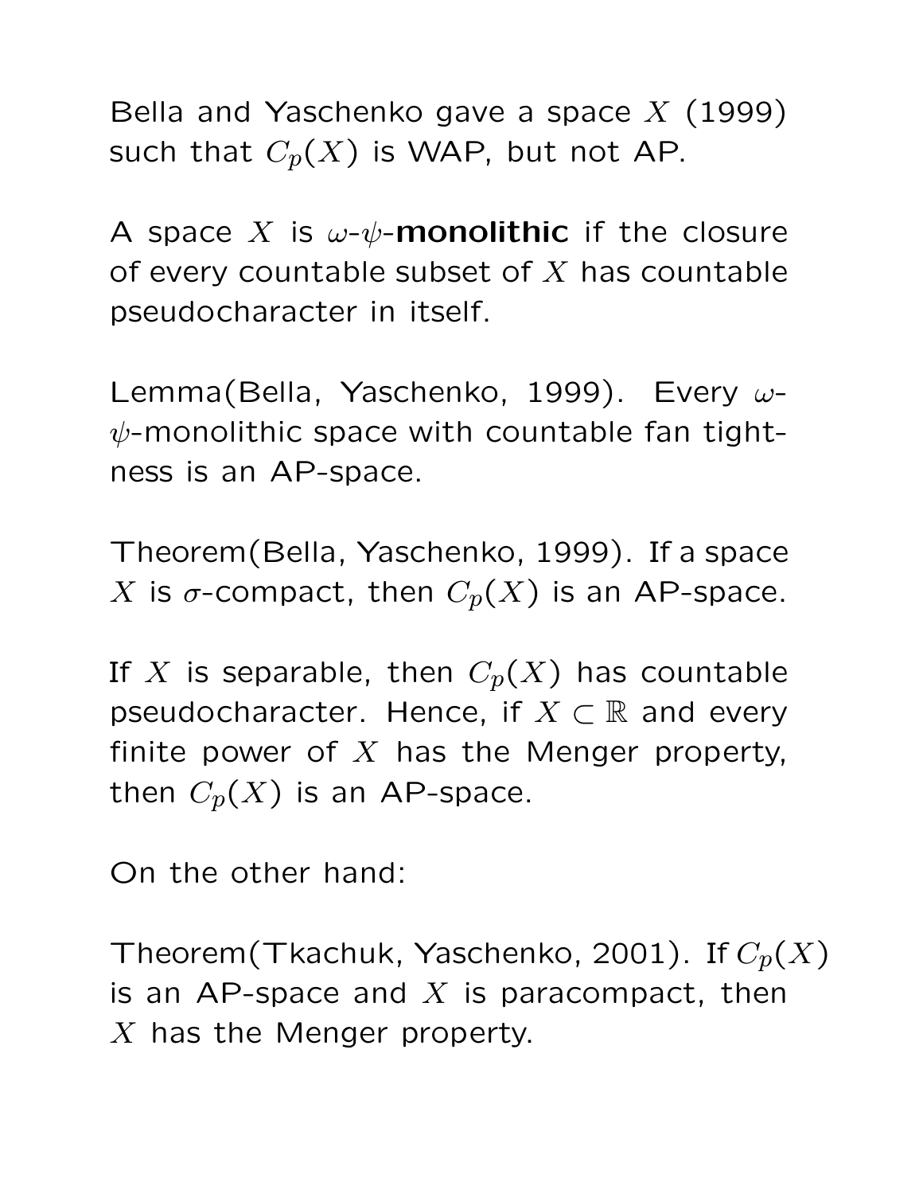Bella and Yaschenko gave a space $X$ (1999) such that $C_p(X)$ is WAP, but not AP.

A space $X$ is $\omega$-$\psi$-**monolithic** if the closure of every countable subset of $X$ has countable pseudocharacter in itself.

Lemma(Bella, Yaschenko, 1999). Every $\omega$-$\psi$-monolithic space with countable fan tightness is an AP-space.

Theorem(Bella, Yaschenko, 1999). If a space $X$ is $\sigma$-compact, then $C_p(X)$ is an AP-space.

If $X$ is separable, then $C_p(X)$ has countable pseudocharacter. Hence, if $X \subset \mathbb{R}$ and every finite power of $X$ has the Menger property, then $C_p(X)$ is an AP-space.

On the other hand:

Theorem(Tkachuk, Yaschenko, 2001). If $C_p(X)$ is an AP-space and $X$ is paracompact, then $X$ has the Menger property.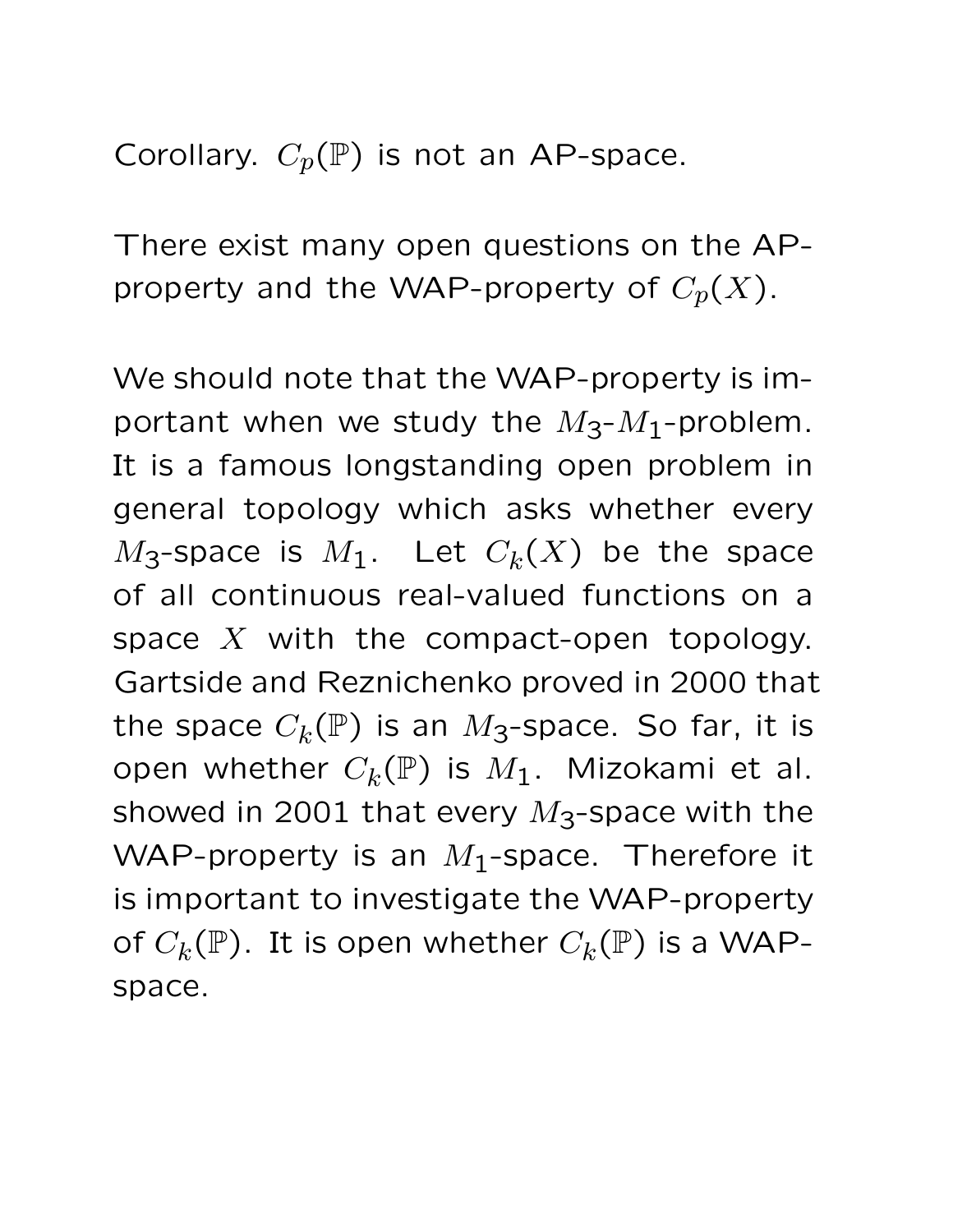Corollary. $C_p(\mathbb{P})$ is not an AP-space.

There exist many open questions on the AP-property and the WAP-property of $C_p(X)$.

We should note that the WAP-property is important when we study the $M_3$-$M_1$-problem. It is a famous longstanding open problem in general topology which asks whether every $M_3$-space is $M_1$. Let $C_k(X)$ be the space of all continuous real-valued functions on a space $X$ with the compact-open topology. Gartside and Reznichenko proved in 2000 that the space $C_k(\mathbb{P})$ is an $M_3$-space. So far, it is open whether $C_k(\mathbb{P})$ is $M_1$. Mizokami et al. showed in 2001 that every $M_3$-space with the WAP-property is an $M_1$-space. Therefore it is important to investigate the WAP-property of $C_k(\mathbb{P})$. It is open whether $C_k(\mathbb{P})$ is a WAP-space.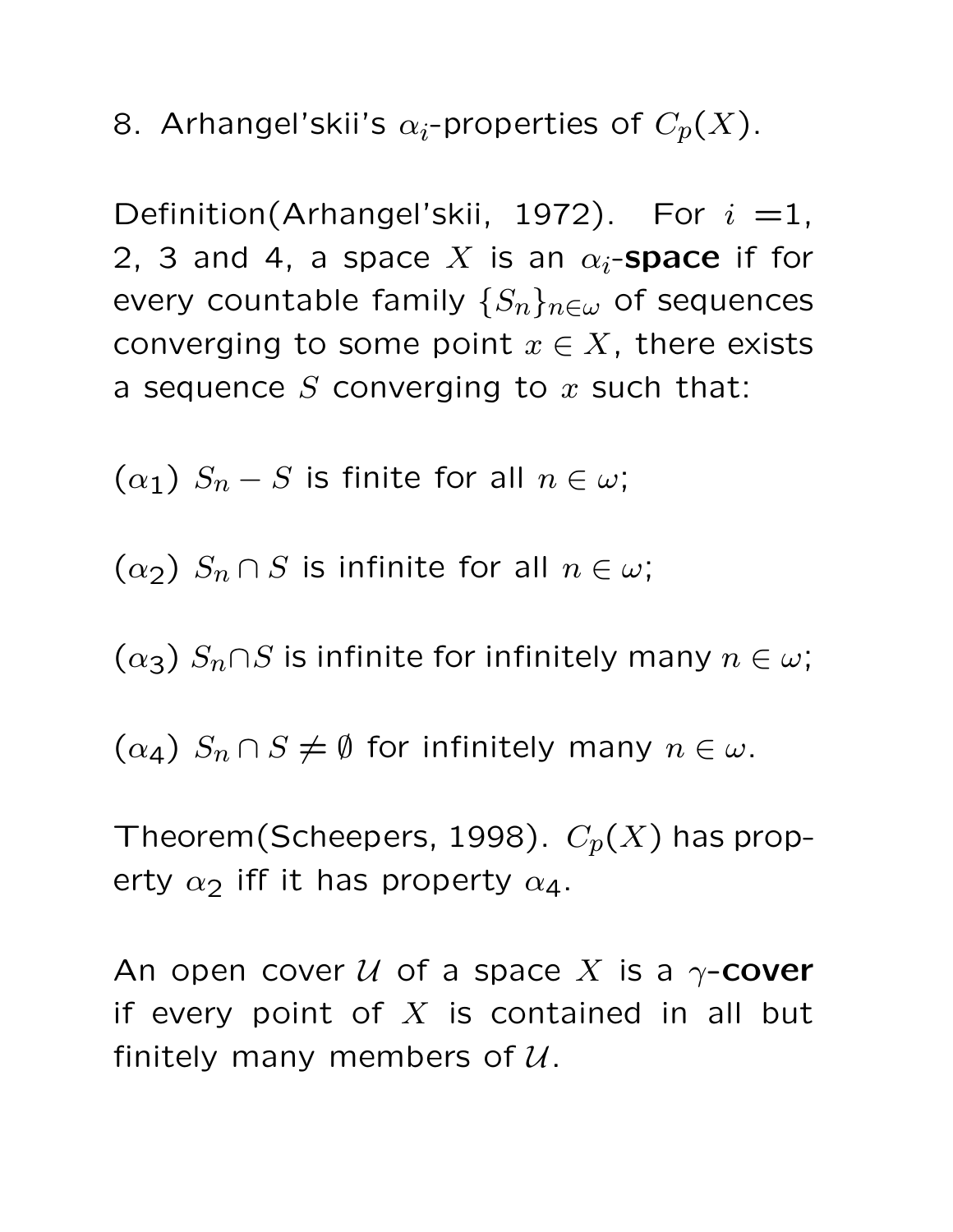8. Arhangel'skii's $\alpha_i$-properties of $C_p(X)$.

Definition(Arhangel'skii, 1972). For $i$ =1, 2, 3 and 4, a space $X$ is an $\alpha_i$-**space** if for every countable family $\{S_n\}_{n\in\omega}$ of sequences converging to some point $x \in X$, there exists a sequence $S$ converging to $x$ such that:

($\alpha_1$) $S_n - S$ is finite for all $n \in \omega$;

($\alpha_2$) $S_n \cap S$ is infinite for all $n \in \omega$;

($\alpha_3$) $S_n \cap S$ is infinite for infinitely many $n \in \omega$;

($\alpha_4$) $S_n \cap S \neq \emptyset$ for infinitely many $n \in \omega$.

Theorem(Scheepers, 1998). $C_p(X)$ has property $\alpha_2$ iff it has property $\alpha_4$.

An open cover $\mathcal{U}$ of a space $X$ is a $\gamma$-**cover** if every point of $X$ is contained in all but finitely many members of $\mathcal{U}$.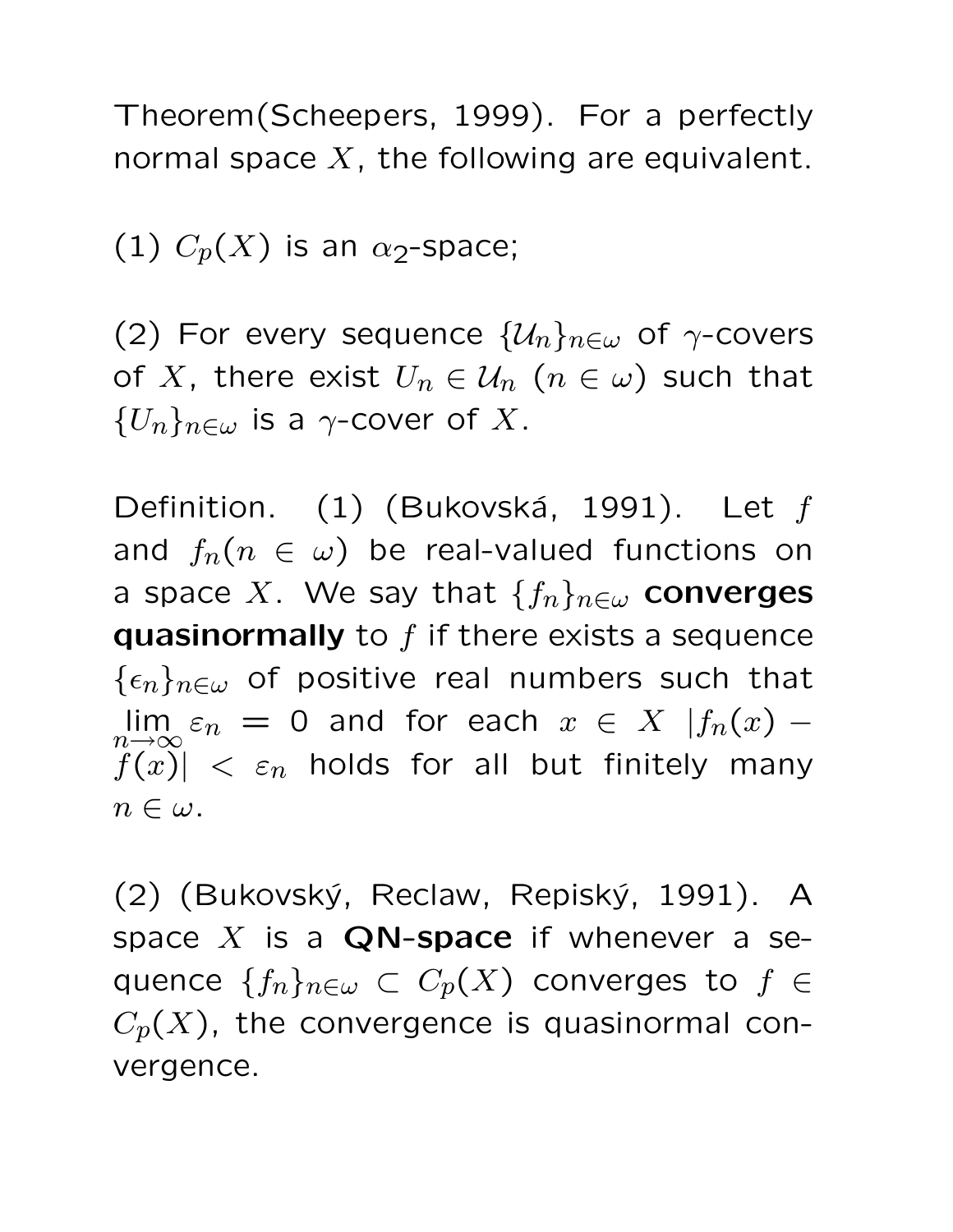Theorem(Scheepers, 1999). For a perfectly normal space $X$, the following are equivalent.

(1) $C_p(X)$ is an $\alpha_2$-space;

(2) For every sequence $\{\mathcal{U}_n\}_{n\in\omega}$ of $\gamma$-covers of $X$, there exist $U_n \in \mathcal{U}_n$ ($n \in \omega$) such that $\{U_n\}_{n\in\omega}$ is a $\gamma$-cover of $X$.

Definition. (1) (Bukovská, 1991). Let $f$ and $f_n (n \in \omega)$ be real-valued functions on a space $X$. We say that $\{f_n\}_{n\in\omega}$ **converges quasinormally** to $f$ if there exists a sequence $\{\epsilon_n\}_{n\in\omega}$ of positive real numbers such that $\lim_{n\to\infty} \varepsilon_n = 0$ and for each $x \in X$ $|f_n(x) - f(x)| < \varepsilon_n$ holds for all but finitely many $n \in \omega$.

(2) (Bukovský, Reclaw, Repiský, 1991). A space $X$ is a **QN-space** if whenever a sequence $\{f_n\}_{n\in\omega} \subset C_p(X)$ converges to $f \in C_p(X)$, the convergence is quasinormal convergence.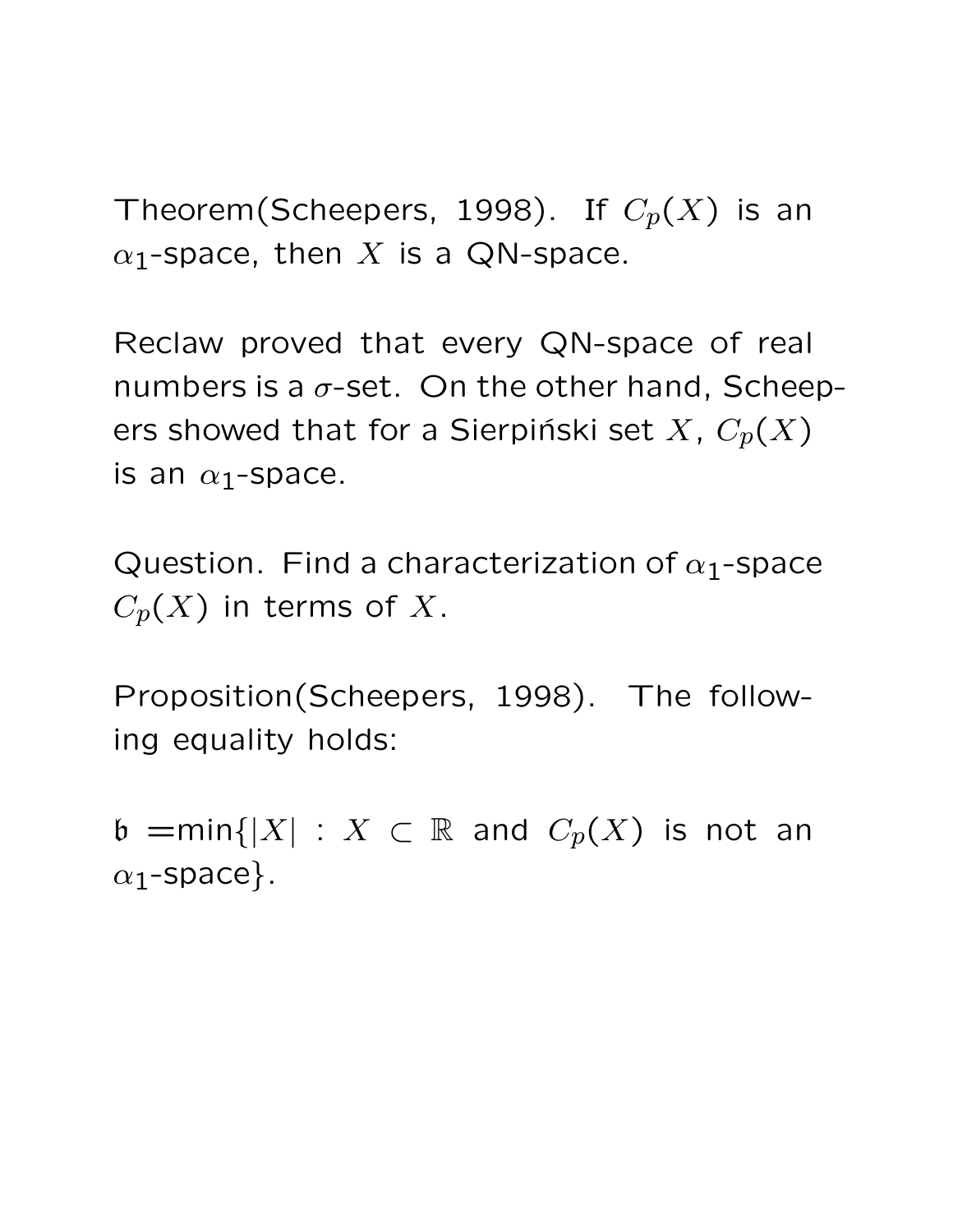Theorem(Scheepers, 1998). If $C_p(X)$ is an $\alpha_1$-space, then $X$ is a QN-space.

Reclaw proved that every QN-space of real numbers is a $\sigma$-set. On the other hand, Scheepers showed that for a Sierpiński set $X$, $C_p(X)$ is an $\alpha_1$-space.

Question. Find a characterization of $\alpha_1$-space $C_p(X)$ in terms of $X$.

Proposition(Scheepers, 1998). The following equality holds:

$\mathfrak{b} = \min\{|X| : X \subset \mathbb{R}$ and $C_p(X)$ is not an $\alpha_1$-space$\}$.